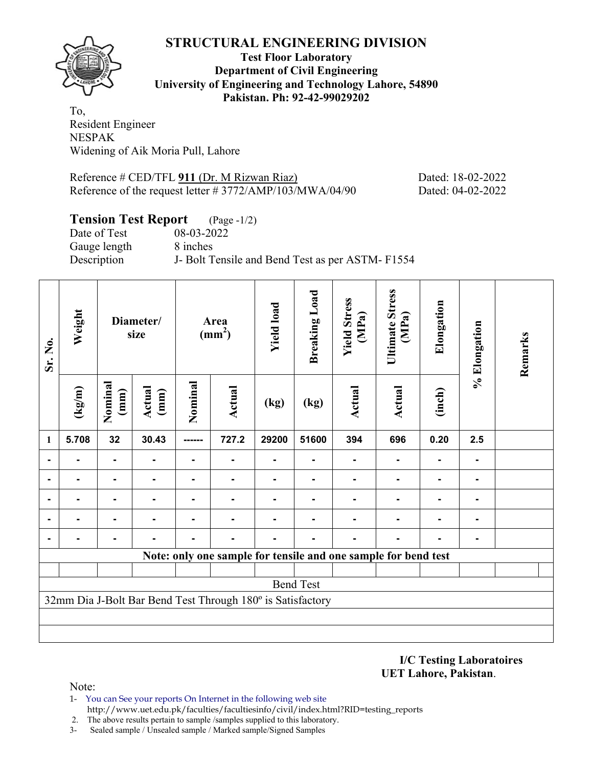# STRUCTURAL ENGINEERING DIVISION

**Test Floor Laboratory**
**Department of Civil Engineering**
**University of Engineering and Technology Lahore, 54890**
**Pakistan. Ph: 92-42-99029202**

To,
Resident Engineer
NESPAK
Widening of Aik Moria Pull, Lahore

Reference # CED/TFL **911** (Dr. M Rizwan Riaz) Dated: 18-02-2022
Reference of the request letter # 3772/AMP/103/MWA/04/90 Dated: 04-02-2022

## Tension Test Report (Page -1/2)

Date of Test 08-03-2022
Gauge length 8 inches
Description J- Bolt Tensile and Bend Test as per ASTM- F1554

| Sr. No. | Weight | Diameter/ size | | Area ($mm^2$) | | Yield load | Breaking Load | Yield Stress (MPa) | Ultimate Stress (MPa) | Elongation | % Elongation | Remarks |
|---|---|---|---|---|---|---|---|---|---|---|---|---|
| | (kg/m) | Nominal (mm) | Actual (mm) | Nominal | Actual | (kg) | (kg) | Actual | Actual | (inch) | | |
| 1 | 5.708 | 32 | 30.43 | ------ | 727.2 | 29200 | 51600 | 394 | 696 | 0.20 | 2.5 | |
| - | - | - | - | - | - | - | - | - | - | - | - | |
| - | - | - | - | - | - | - | - | - | - | - | - | |
| - | - | - | - | - | - | - | - | - | - | - | - | |
| - | - | - | - | - | - | - | - | - | - | - | - | |
| - | - | - | - | - | - | - | - | - | - | - | - | |
| **Note: only one sample for tensile and one sample for bend test** | | | | | | | | | | | | |
| Bend Test | | | | | | | | | | | | |
| 32mm Dia J-Bolt Bar Bend Test Through 180º is Satisfactory | | | | | | | | | | | | |

**I/C Testing Laboratoires**
**UET Lahore, Pakistan**.

Note:
1- You can See your reports On Internet in the following web site
http://www.uet.edu.pk/faculties/facultiesinfo/civil/index.html?RID=testing_reports
2. The above results pertain to sample /samples supplied to this laboratory.
3- Sealed sample / Unsealed sample / Marked sample/Signed Samples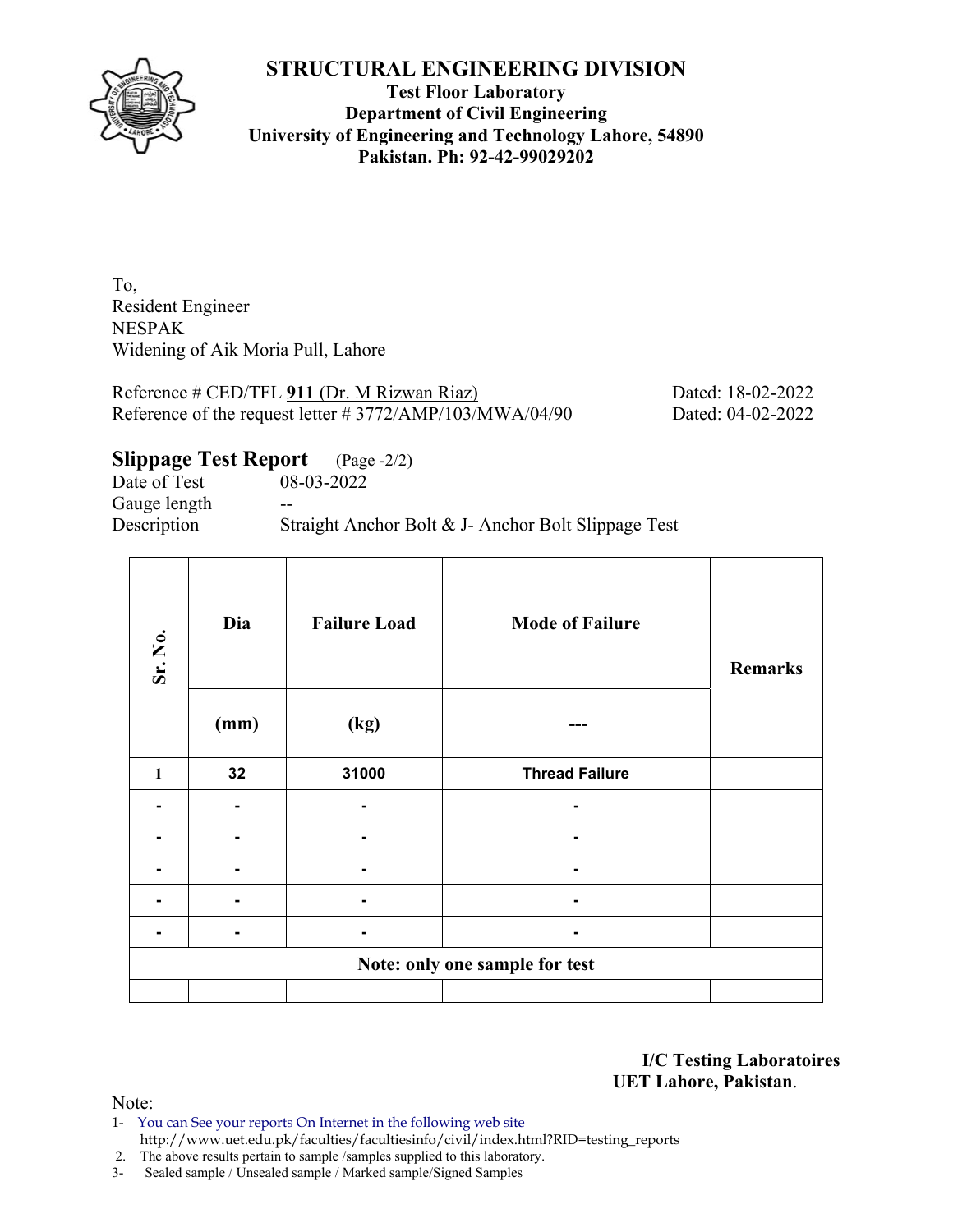# STRUCTURAL ENGINEERING DIVISION

**Test Floor Laboratory**
**Department of Civil Engineering**
**University of Engineering and Technology Lahore, 54890**
**Pakistan. Ph: 92-42-99029202**

To,
Resident Engineer
NESPAK
Widening of Aik Moria Pull, Lahore

Reference # CED/TFL **911** (Dr. M Rizwan Riaz) Dated: 18-02-2022
Reference of the request letter # 3772/AMP/103/MWA/04/90 Dated: 04-02-2022

## Slippage Test Report (Page -2/2)

Date of Test 08-03-2022
Gauge length --
Description Straight Anchor Bolt & J- Anchor Bolt Slippage Test

| Sr. No. | Dia | Failure Load | Mode of Failure | Remarks |
|---|---|---|---|---|
| | (mm) | (kg) | --- | |
| 1 | 32 | 31000 | Thread Failure | |
| - | - | - | - | |
| - | - | - | - | |
| - | - | - | - | |
| - | - | - | - | |
| - | - | - | - | |
| Note: only one sample for test | | | | |
| | | | | |

**I/C Testing Laboratoires**
**UET Lahore, Pakistan**.

Note:
1- You can See your reports On Internet in the following web site http://www.uet.edu.pk/faculties/facultiesinfo/civil/index.html?RID=testing_reports
2. The above results pertain to sample /samples supplied to this laboratory.
3- Sealed sample / Unsealed sample / Marked sample/Signed Samples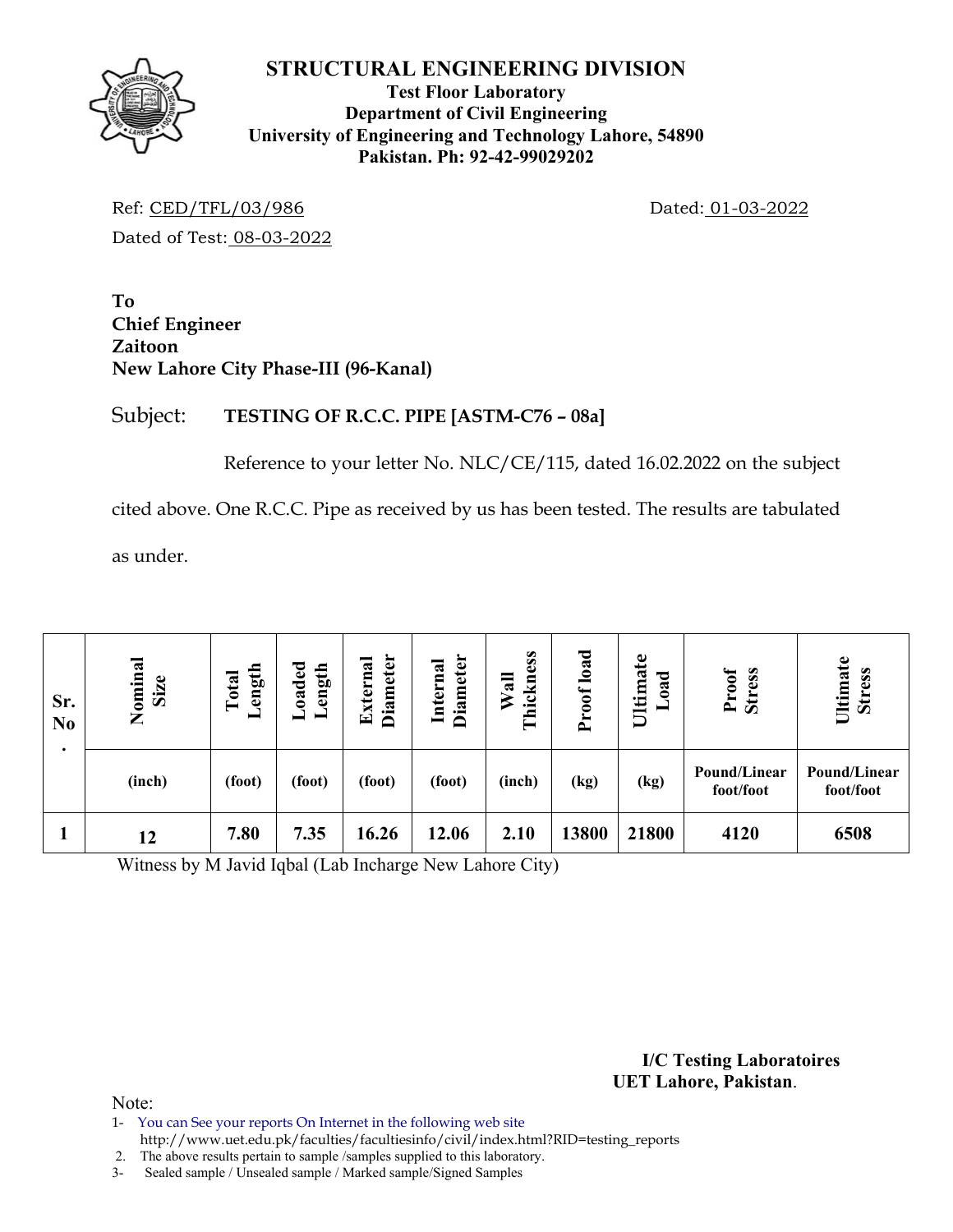# STRUCTURAL ENGINEERING DIVISION

**Test Floor Laboratory**
**Department of Civil Engineering**
**University of Engineering and Technology Lahore, 54890**
**Pakistan. Ph: 92-42-99029202**

Ref: CED/TFL/03/986 Dated: 01-03-2022

Dated of Test: 08-03-2022

**To**
**Chief Engineer**
**Zaitoon**
**New Lahore City Phase-III (96-Kanal)**

Subject: **TESTING OF R.C.C. PIPE [ASTM-C76 – 08a]**

Reference to your letter No. NLC/CE/115, dated 16.02.2022 on the subject cited above. One R.C.C. Pipe as received by us has been tested. The results are tabulated as under.

| Sr. No. | Nominal Size | Total Length | Loaded Length | External Diameter | Internal Diameter | Wall Thickness | Proof load | Ultimate Load | Proof Stress | Ultimate Stress |
|---|---|---|---|---|---|---|---|---|---|---|
| | (inch) | (foot) | (foot) | (foot) | (foot) | (inch) | (kg) | (kg) | Pound/Linear foot/foot | Pound/Linear foot/foot |
| 1 | 12 | 7.80 | 7.35 | 16.26 | 12.06 | 2.10 | 13800 | 21800 | 4120 | 6508 |

Witness by M Javid Iqbal (Lab Incharge New Lahore City)

**I/C Testing Laboratoires**
**UET Lahore, Pakistan**.

Note:
1- You can See your reports On Internet in the following web site http://www.uet.edu.pk/faculties/facultiesinfo/civil/index.html?RID=testing_reports
2. The above results pertain to sample /samples supplied to this laboratory.
3- Sealed sample / Unsealed sample / Marked sample/Signed Samples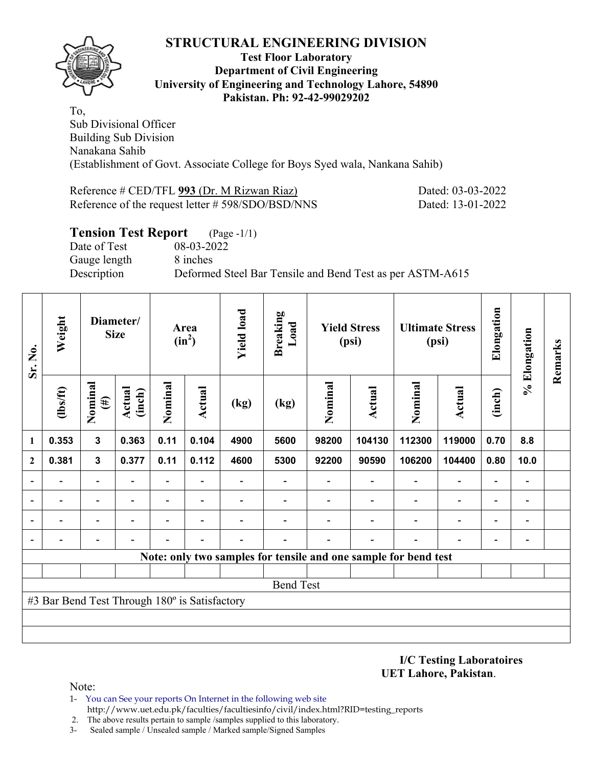# STRUCTURAL ENGINEERING DIVISION

**Test Floor Laboratory**
**Department of Civil Engineering**
**University of Engineering and Technology Lahore, 54890**
**Pakistan. Ph: 92-42-99029202**

To,
Sub Divisional Officer
Building Sub Division
Nanakana Sahib
(Establishment of Govt. Associate College for Boys Syed wala, Nankana Sahib)

Reference # CED/TFL **993** (Dr. M Rizwan Riaz) Dated: 03-03-2022
Reference of the request letter # 598/SDO/BSD/NNS Dated: 13-01-2022

## Tension Test Report (Page -1/1)

Date of Test 08-03-2022
Gauge length 8 inches
Description Deformed Steel Bar Tensile and Bend Test as per ASTM-A615

| Sr. No. | Weight | Diameter/ Size | | Area ($in^2$) | | Yield load | Breaking Load | Yield Stress (psi) | | Ultimate Stress (psi) | | Elongation | % Elongation | Remarks |
|---|---|---|---|---|---|---|---|---|---|---|---|---|---|---|
| | (lbs/ft) | Nominal (#) | Actual (inch) | Nominal | Actual | (kg) | (kg) | Nominal | Actual | Nominal | Actual | (inch) | | |
| 1 | 0.353 | 3 | 0.363 | 0.11 | 0.104 | 4900 | 5600 | 98200 | 104130 | 112300 | 119000 | 0.70 | 8.8 | |
| 2 | 0.381 | 3 | 0.377 | 0.11 | 0.112 | 4600 | 5300 | 92200 | 90590 | 106200 | 104400 | 0.80 | 10.0 | |
| - | - | - | - | - | - | - | - | - | - | - | - | - | - | |
| - | - | - | - | - | - | - | - | - | - | - | - | - | - | |
| - | - | - | - | - | - | - | - | - | - | - | - | - | - | |
| - | - | - | - | - | - | - | - | - | - | - | - | - | - | |

**Note: only two samples for tensile and one sample for bend test**

Bend Test

#3 Bar Bend Test Through 180º is Satisfactory

**I/C Testing Laboratoires**
**UET Lahore, Pakistan**.

Note:
1- You can See your reports On Internet in the following web site
http://www.uet.edu.pk/faculties/facultiesinfo/civil/index.html?RID=testing_reports
2. The above results pertain to sample /samples supplied to this laboratory.
3- Sealed sample / Unsealed sample / Marked sample/Signed Samples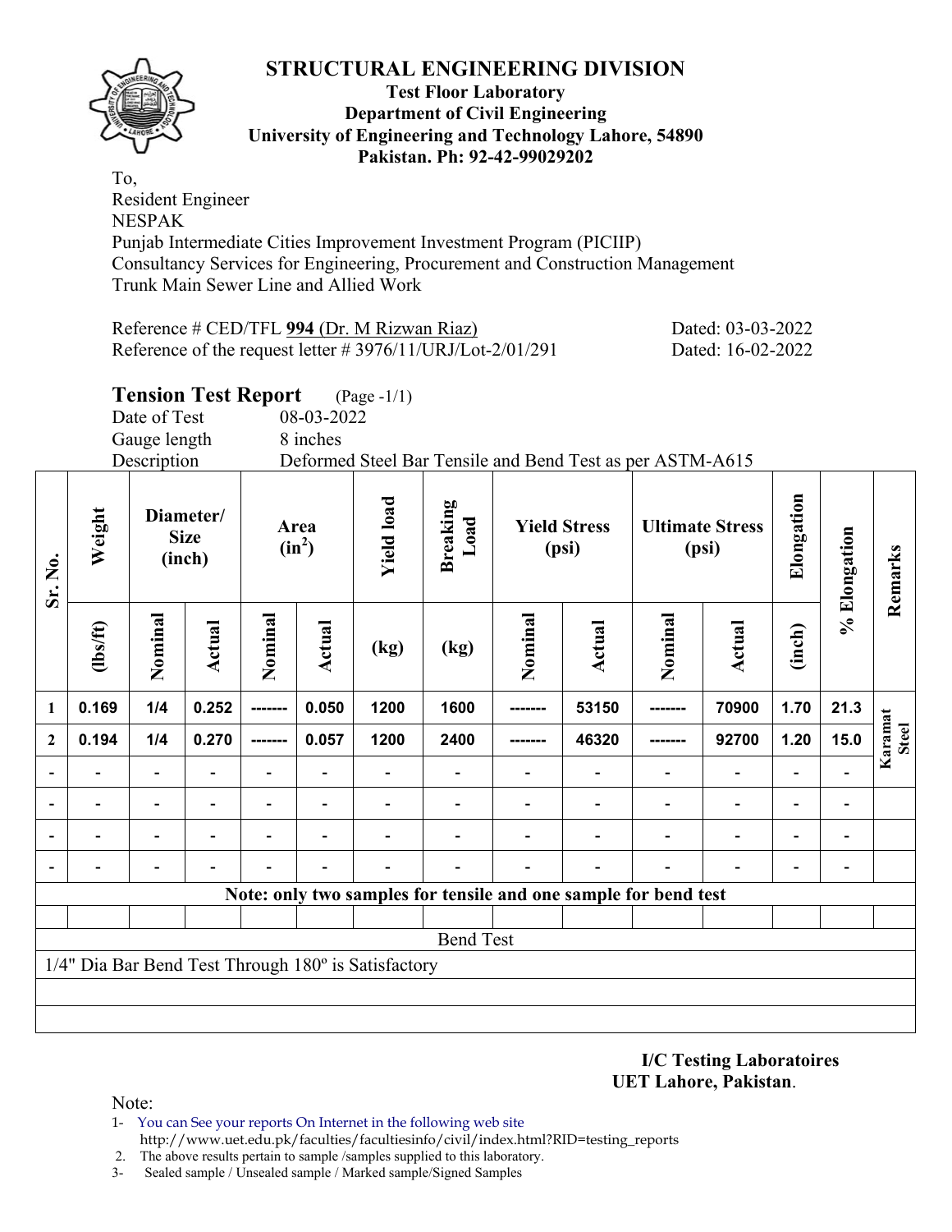# STRUCTURAL ENGINEERING DIVISION

**Test Floor Laboratory**
**Department of Civil Engineering**
**University of Engineering and Technology Lahore, 54890**
**Pakistan. Ph: 92-42-99029202**

To,
Resident Engineer
NESPAK
Punjab Intermediate Cities Improvement Investment Program (PICIIP)
Consultancy Services for Engineering, Procurement and Construction Management
Trunk Main Sewer Line and Allied Work

Reference # CED/TFL **994** (Dr. M Rizwan Riaz) Dated: 03-03-2022
Reference of the request letter # 3976/11/URJ/Lot-2/01/291 Dated: 16-02-2022

## Tension Test Report (Page -1/1)

Date of Test 08-03-2022
Gauge length 8 inches
Description Deformed Steel Bar Tensile and Bend Test as per ASTM-A615

| Sr. No. | Weight | Diameter/ Size (inch) | | Area ($in^2$) | | Yield load | Breaking Load | Yield Stress (psi) | | Ultimate Stress (psi) | | Elongation | % Elongation | Remarks |
|---|---|---|---|---|---|---|---|---|---|---|---|---|---|---|
| | (lbs/ft) | Nominal | Actual | Nominal | Actual | (kg) | (kg) | Nominal | Actual | Nominal | Actual | (inch) | | |
| 1 | 0.169 | 1/4 | 0.252 | ------- | 0.050 | 1200 | 1600 | ------- | 53150 | ------- | 70900 | 1.70 | 21.3 | Karamat Steel |
| 2 | 0.194 | 1/4 | 0.270 | ------- | 0.057 | 1200 | 2400 | ------- | 46320 | ------- | 92700 | 1.20 | 15.0 | |
| - | - | - | - | - | - | - | - | - | - | - | - | - | - | |
| - | - | - | - | - | - | - | - | - | - | - | - | - | - | |
| - | - | - | - | - | - | - | - | - | - | - | - | - | - | |
| - | - | - | - | - | - | - | - | - | - | - | - | - | - | |
| **Note: only two samples for tensile and one sample for bend test** | | | | | | | | | | | | | | |
| Bend Test | | | | | | | | | | | | | | |
| 1/4" Dia Bar Bend Test Through 180º is Satisfactory | | | | | | | | | | | | | | |

**I/C Testing Laboratoires**
**UET Lahore, Pakistan**.

Note:
1- You can See your reports On Internet in the following web site
http://www.uet.edu.pk/faculties/facultiesinfo/civil/index.html?RID=testing_reports
2. The above results pertain to sample /samples supplied to this laboratory.
3- Sealed sample / Unsealed sample / Marked sample/Signed Samples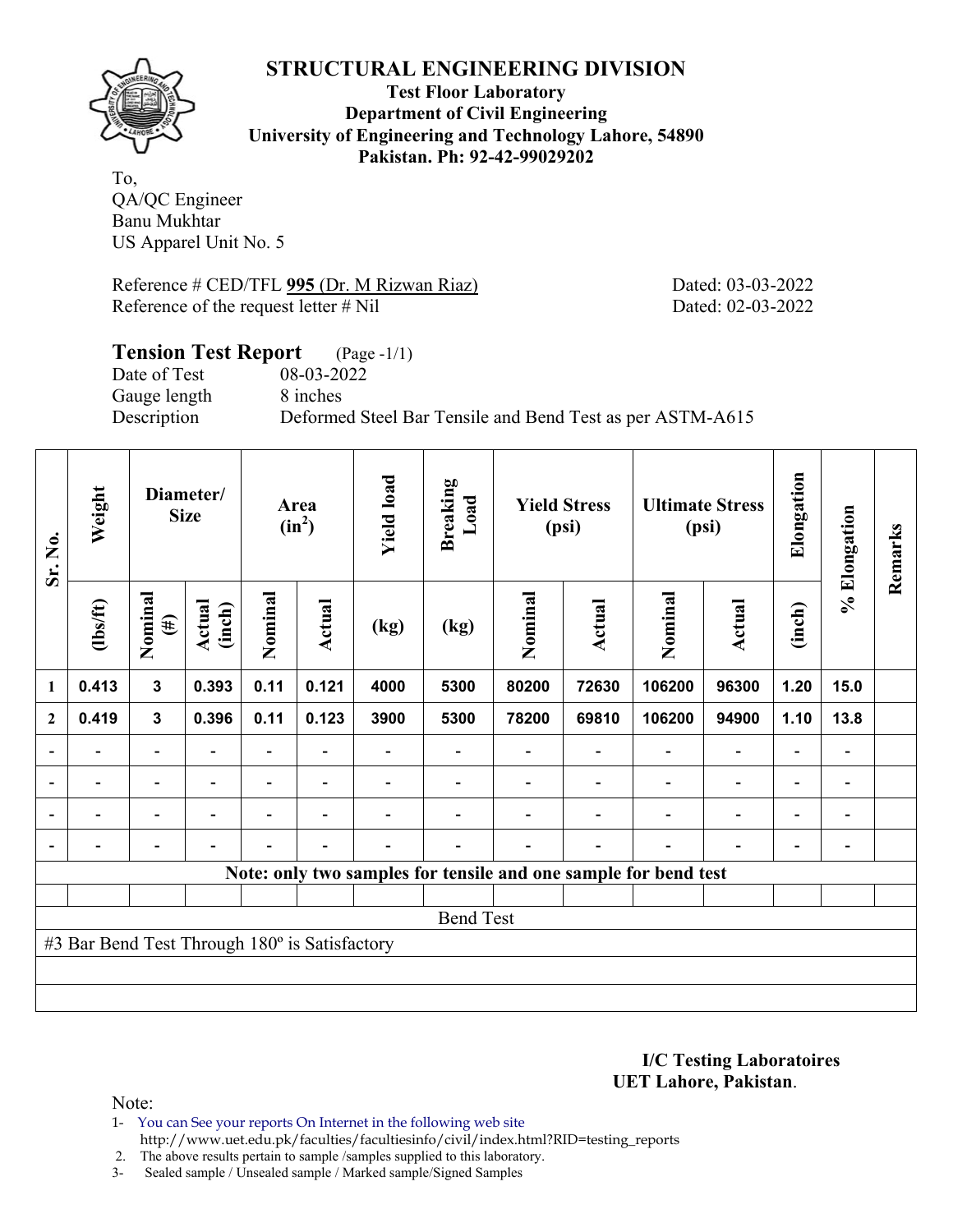# STRUCTURAL ENGINEERING DIVISION

**Test Floor Laboratory**
**Department of Civil Engineering**
**University of Engineering and Technology Lahore, 54890**
**Pakistan. Ph: 92-42-99029202**

To,
QA/QC Engineer
Banu Mukhtar
US Apparel Unit No. 5

Reference # CED/TFL **995** (Dr. M Rizwan Riaz) Dated: 03-03-2022
Reference of the request letter # Nil Dated: 02-03-2022

## Tension Test Report (Page -1/1)

Date of Test 08-03-2022
Gauge length 8 inches
Description Deformed Steel Bar Tensile and Bend Test as per ASTM-A615

| Sr. No. | Weight | Diameter/ Size | | Area ($in^2$) | | Yield load | Breaking Load | Yield Stress (psi) | | Ultimate Stress (psi) | | Elongation | % Elongation | Remarks |
|---|---|---|---|---|---|---|---|---|---|---|---|---|---|---|
| | (lbs/ft) | Nominal (#) | Actual (inch) | Nominal | Actual | (kg) | (kg) | Nominal | Actual | Nominal | Actual | (inch) | | |
| 1 | 0.413 | 3 | 0.393 | 0.11 | 0.121 | 4000 | 5300 | 80200 | 72630 | 106200 | 96300 | 1.20 | 15.0 | |
| 2 | 0.419 | 3 | 0.396 | 0.11 | 0.123 | 3900 | 5300 | 78200 | 69810 | 106200 | 94900 | 1.10 | 13.8 | |
| - | - | - | - | - | - | - | - | - | - | - | - | - | - | |
| - | - | - | - | - | - | - | - | - | - | - | - | - | - | |
| - | - | - | - | - | - | - | - | - | - | - | - | - | - | |
| - | - | - | - | - | - | - | - | - | - | - | - | - | - | |

**Note: only two samples for tensile and one sample for bend test**

Bend Test

#3 Bar Bend Test Through 180º is Satisfactory

**I/C Testing Laboratoires**
**UET Lahore, Pakistan**.

Note:
1- You can See your reports On Internet in the following web site
http://www.uet.edu.pk/faculties/facultiesinfo/civil/index.html?RID=testing_reports
2. The above results pertain to sample /samples supplied to this laboratory.
3- Sealed sample / Unsealed sample / Marked sample/Signed Samples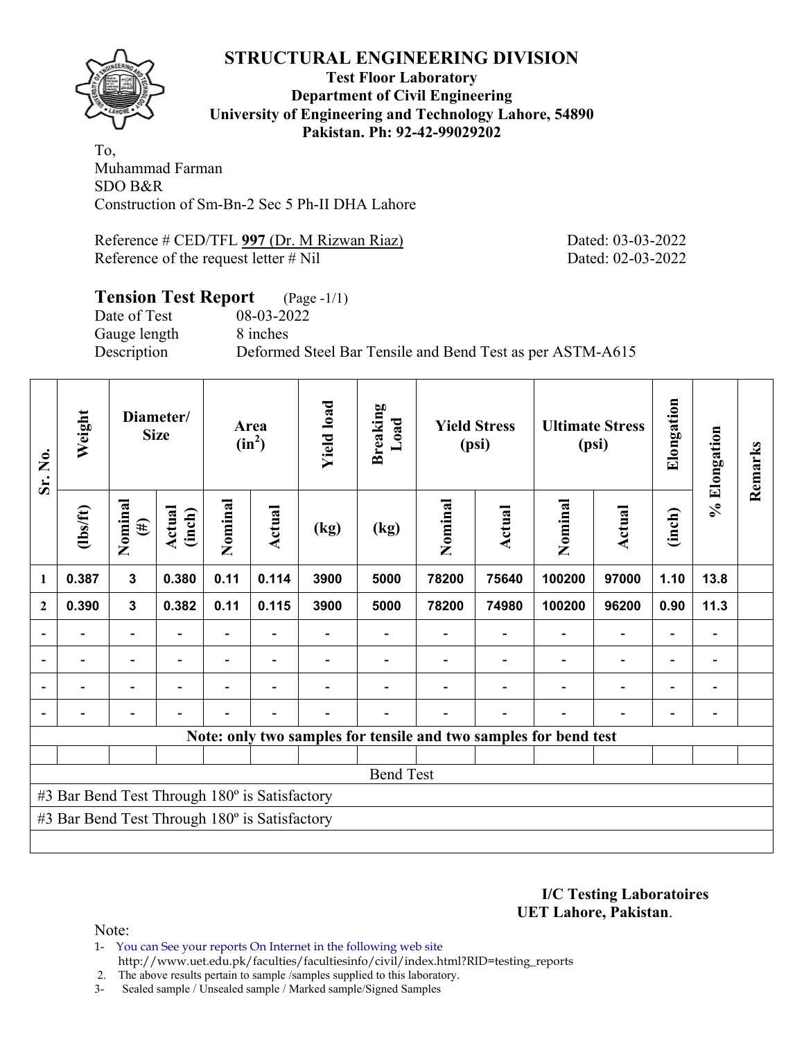## STRUCTURAL ENGINEERING DIVISION

**Test Floor Laboratory**
**Department of Civil Engineering**
**University of Engineering and Technology Lahore, 54890**
**Pakistan. Ph: 92-42-99029202**

To,
Muhammad Farman
SDO B&R
Construction of Sm-Bn-2 Sec 5 Ph-II DHA Lahore

Reference # CED/TFL **997** (Dr. M Rizwan Riaz) Dated: 03-03-2022
Reference of the request letter # Nil Dated: 02-03-2022

### Tension Test Report (Page -1/1)

Date of Test 08-03-2022
Gauge length 8 inches
Description Deformed Steel Bar Tensile and Bend Test as per ASTM-A615

| Sr. No. | Weight | Diameter/ Size | | Area ($in^2$) | | Yield load | Breaking Load | Yield Stress (psi) | | Ultimate Stress (psi) | | Elongation | % Elongation | Remarks |
|---|---|---|---|---|---|---|---|---|---|---|---|---|---|---|
| | (lbs/ft) | Nominal (#) | Actual (inch) | Nominal | Actual | (kg) | (kg) | Nominal | Actual | Nominal | Actual | (inch) | | |
| 1 | 0.387 | 3 | 0.380 | 0.11 | 0.114 | 3900 | 5000 | 78200 | 75640 | 100200 | 97000 | 1.10 | 13.8 | |
| 2 | 0.390 | 3 | 0.382 | 0.11 | 0.115 | 3900 | 5000 | 78200 | 74980 | 100200 | 96200 | 0.90 | 11.3 | |
| - | - | - | - | - | - | - | - | - | - | - | - | - | - | |
| - | - | - | - | - | - | - | - | - | - | - | - | - | - | |
| - | - | - | - | - | - | - | - | - | - | - | - | - | - | |
| - | - | - | - | - | - | - | - | - | - | - | - | - | - | |

**Note: only two samples for tensile and two samples for bend test**

Bend Test

#3 Bar Bend Test Through 180º is Satisfactory

#3 Bar Bend Test Through 180º is Satisfactory

**I/C Testing Laboratoires**
**UET Lahore, Pakistan**.

Note:
1- You can See your reports On Internet in the following web site
http://www.uet.edu.pk/faculties/facultiesinfo/civil/index.html?RID=testing_reports
2. The above results pertain to sample /samples supplied to this laboratory.
3- Sealed sample / Unsealed sample / Marked sample/Signed Samples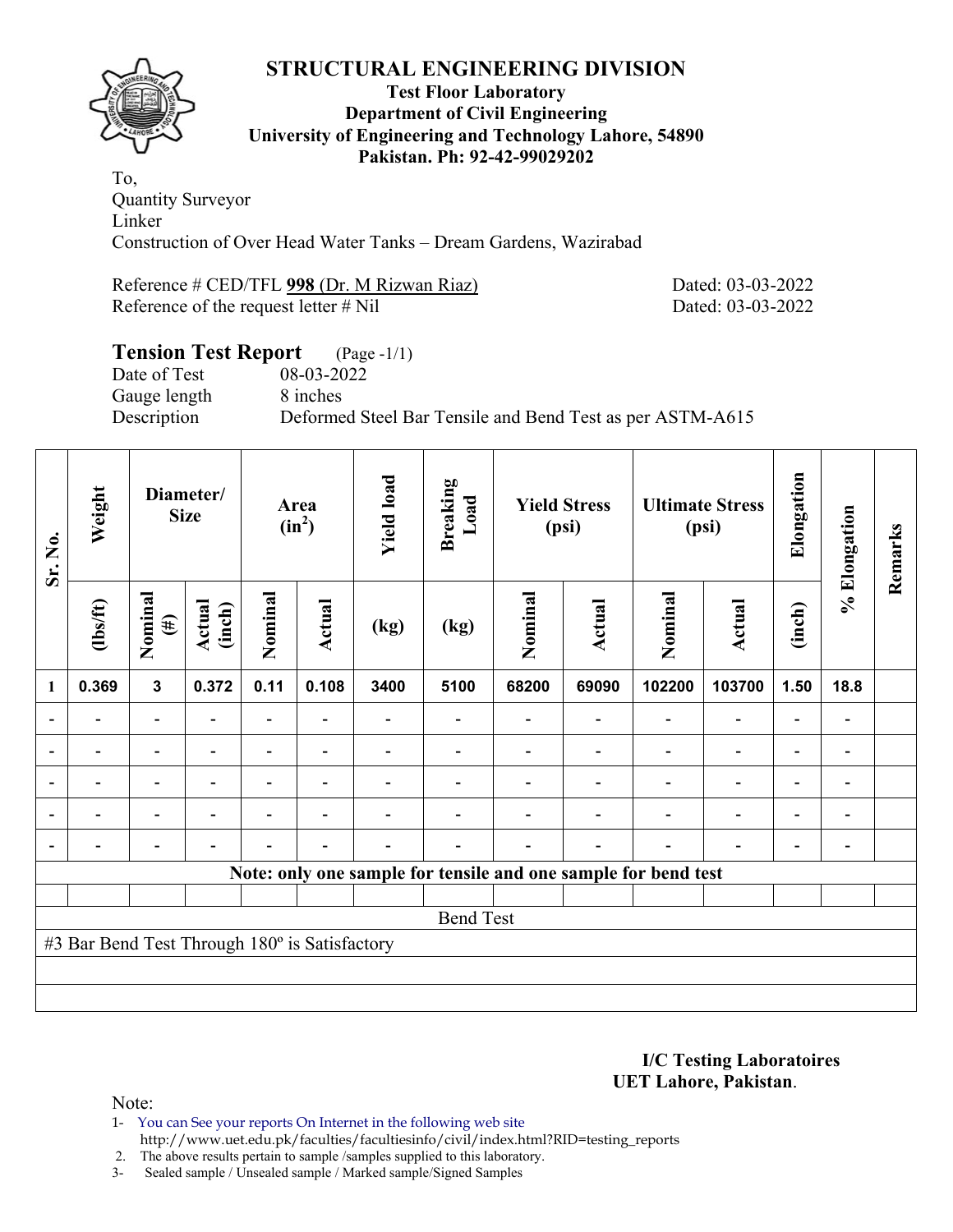# STRUCTURAL ENGINEERING DIVISION

**Test Floor Laboratory**
**Department of Civil Engineering**
**University of Engineering and Technology Lahore, 54890**
**Pakistan. Ph: 92-42-99029202**

To,
Quantity Surveyor
Linker
Construction of Over Head Water Tanks – Dream Gardens, Wazirabad

Reference # CED/TFL **998** (Dr. M Rizwan Riaz) Dated: 03-03-2022
Reference of the request letter # Nil Dated: 03-03-2022

## Tension Test Report (Page -1/1)

Date of Test 08-03-2022
Gauge length 8 inches
Description Deformed Steel Bar Tensile and Bend Test as per ASTM-A615

| Sr. No. | Weight | Diameter/ Size | | Area ($in^2$) | | Yield load | Breaking Load | Yield Stress (psi) | | Ultimate Stress (psi) | | Elongation | % Elongation | Remarks |
|---|---|---|---|---|---|---|---|---|---|---|---|---|---|---|
| | (lbs/ft) | Nominal (#) | Actual (inch) | Nominal | Actual | (kg) | (kg) | Nominal | Actual | Nominal | Actual | (inch) | | |
| 1 | 0.369 | 3 | 0.372 | 0.11 | 0.108 | 3400 | 5100 | 68200 | 69090 | 102200 | 103700 | 1.50 | 18.8 | |
| - | - | - | - | - | - | - | - | - | - | - | - | - | - | |
| - | - | - | - | - | - | - | - | - | - | - | - | - | - | |
| - | - | - | - | - | - | - | - | - | - | - | - | - | - | |
| - | - | - | - | - | - | - | - | - | - | - | - | - | - | |
| - | - | - | - | - | - | - | - | - | - | - | - | - | - | |
| **Note: only one sample for tensile and one sample for bend test** | | | | | | | | | | | | | | |
| Bend Test | | | | | | | | | | | | | | |
| #3 Bar Bend Test Through 180º is Satisfactory | | | | | | | | | | | | | | |

**I/C Testing Laboratoires**
**UET Lahore, Pakistan**.

Note:
1- You can See your reports On Internet in the following web site
http://www.uet.edu.pk/faculties/facultiesinfo/civil/index.html?RID=testing_reports
2. The above results pertain to sample /samples supplied to this laboratory.
3- Sealed sample / Unsealed sample / Marked sample/Signed Samples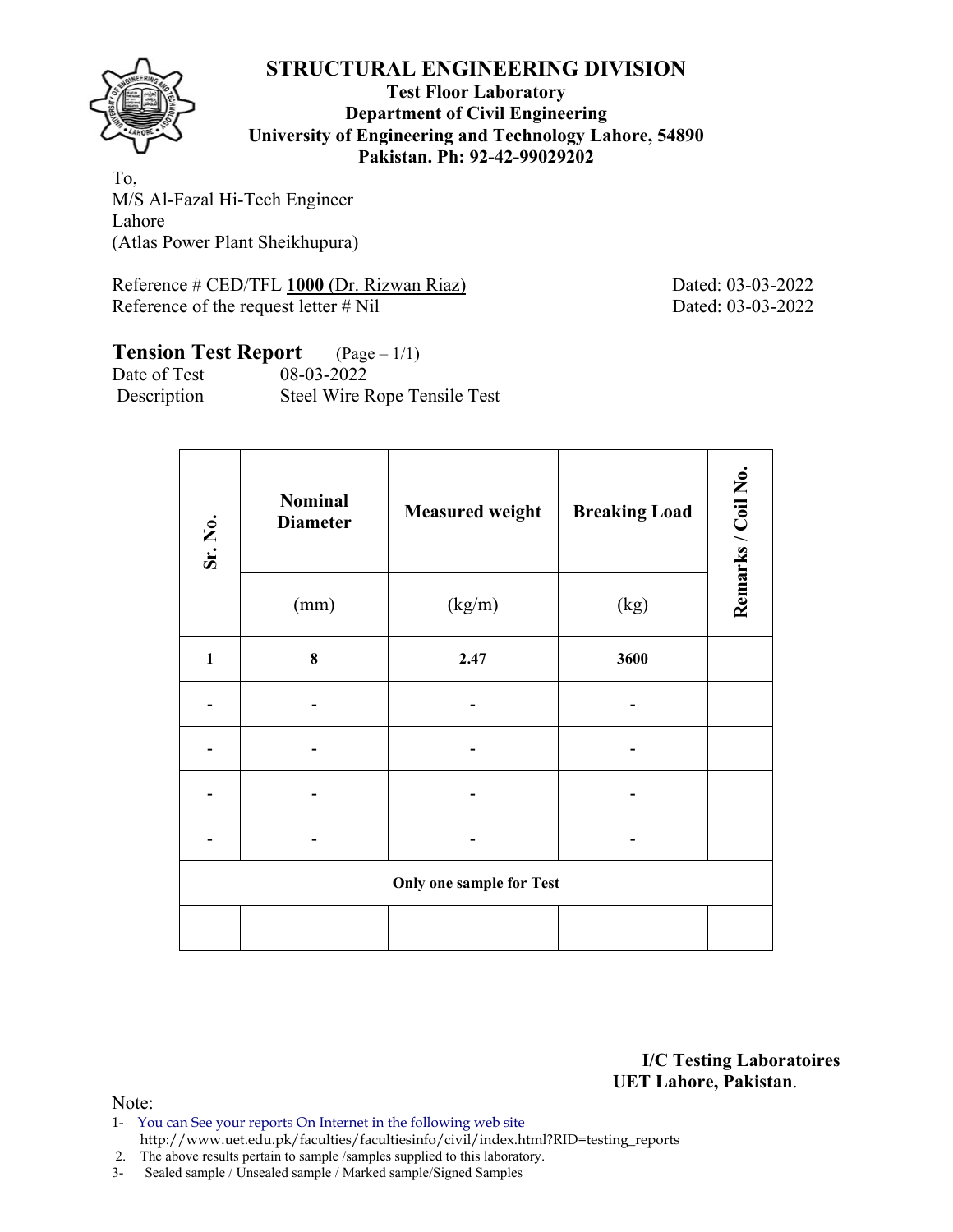# STRUCTURAL ENGINEERING DIVISION

**Test Floor Laboratory**
**Department of Civil Engineering**
**University of Engineering and Technology Lahore, 54890**
**Pakistan. Ph: 92-42-99029202**

To,
M/S Al-Fazal Hi-Tech Engineer
Lahore
(Atlas Power Plant Sheikhupura)

Reference # CED/TFL **1000** (Dr. Rizwan Riaz) Dated: 03-03-2022
Reference of the request letter # Nil Dated: 03-03-2022

## Tension Test Report (Page – 1/1)

Date of Test 08-03-2022
Description Steel Wire Rope Tensile Test

| Sr. No. | Nominal Diameter | Measured weight | Breaking Load | Remarks / Coil No. |
|---|---|---|---|---|
| | (mm) | (kg/m) | (kg) | |
| **1** | **8** | **2.47** | **3600** | |
| - | - | - | - | |
| - | - | - | - | |
| - | - | - | - | |
| - | - | - | - | |
| **Only one sample for Test** | | | | |
| | | | | |

**I/C Testing Laboratoires**
**UET Lahore, Pakistan**.

Note:
1- You can See your reports On Internet in the following web site
http://www.uet.edu.pk/faculties/facultiesinfo/civil/index.html?RID=testing_reports
2. The above results pertain to sample /samples supplied to this laboratory.
3- Sealed sample / Unsealed sample / Marked sample/Signed Samples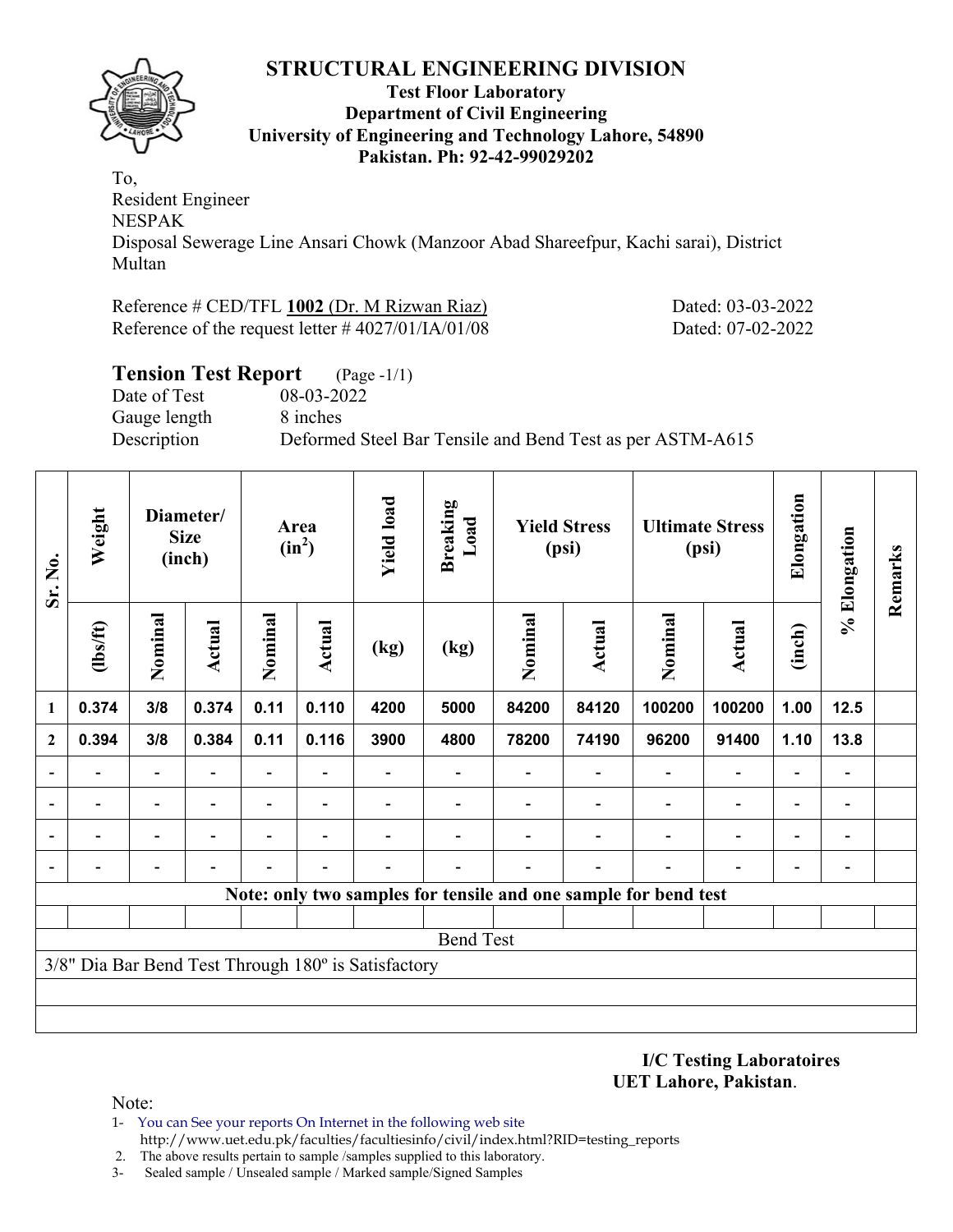# STRUCTURAL ENGINEERING DIVISION

**Test Floor Laboratory**
**Department of Civil Engineering**
**University of Engineering and Technology Lahore, 54890**
**Pakistan. Ph: 92-42-99029202**

To,
Resident Engineer
NESPAK
Disposal Sewerage Line Ansari Chowk (Manzoor Abad Shareefpur, Kachi sarai), District Multan

Reference # CED/TFL **1002** (Dr. M Rizwan Riaz) Dated: 03-03-2022
Reference of the request letter # 4027/01/IA/01/08 Dated: 07-02-2022

## Tension Test Report (Page -1/1)

Date of Test 08-03-2022
Gauge length 8 inches
Description Deformed Steel Bar Tensile and Bend Test as per ASTM-A615

| Sr. No. | Weight | Diameter/ Size (inch) | | Area ($in^2$) | | Yield load | Breaking Load | Yield Stress (psi) | | Ultimate Stress (psi) | | Elongation | % Elongation | Remarks |
|---|---|---|---|---|---|---|---|---|---|---|---|---|---|---|
| | (lbs/ft) | Nominal | Actual | Nominal | Actual | (kg) | (kg) | Nominal | Actual | Nominal | Actual | (inch) | | |
| 1 | 0.374 | 3/8 | 0.374 | 0.11 | 0.110 | 4200 | 5000 | 84200 | 84120 | 100200 | 100200 | 1.00 | 12.5 | |
| 2 | 0.394 | 3/8 | 0.384 | 0.11 | 0.116 | 3900 | 4800 | 78200 | 74190 | 96200 | 91400 | 1.10 | 13.8 | |
| - | - | - | - | - | - | - | - | - | - | - | - | - | - | |
| - | - | - | - | - | - | - | - | - | - | - | - | - | - | |
| - | - | - | - | - | - | - | - | - | - | - | - | - | - | |
| - | - | - | - | - | - | - | - | - | - | - | - | - | - | |
| **Note: only two samples for tensile and one sample for bend test** | | | | | | | | | | | | | | |
| Bend Test | | | | | | | | | | | | | | |
| 3/8" Dia Bar Bend Test Through 180º is Satisfactory | | | | | | | | | | | | | | |

**I/C Testing Laboratoires**
**UET Lahore, Pakistan**.

Note:

1- You can See your reports On Internet in the following web site
http://www.uet.edu.pk/faculties/facultiesinfo/civil/index.html?RID=testing_reports
2. The above results pertain to sample /samples supplied to this laboratory.
3- Sealed sample / Unsealed sample / Marked sample/Signed Samples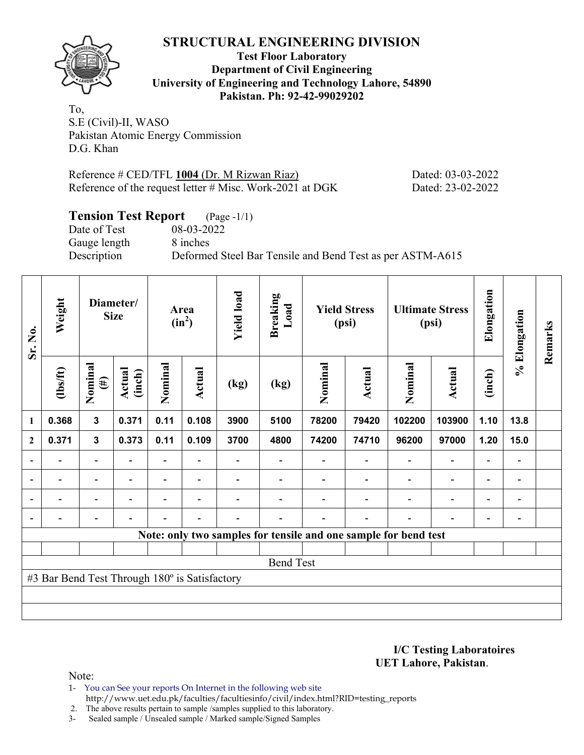## STRUCTURAL ENGINEERING DIVISION

**Test Floor Laboratory**
**Department of Civil Engineering**
**University of Engineering and Technology Lahore, 54890**
**Pakistan. Ph: 92-42-99029202**

To,
S.E (Civil)-II, WASO
Pakistan Atomic Energy Commission
D.G. Khan

Reference # CED/TFL **1004** (Dr. M Rizwan Riaz) Dated: 03-03-2022
Reference of the request letter # Misc. Work-2021 at DGK Dated: 23-02-2022

### Tension Test Report (Page -1/1)

Date of Test 08-03-2022
Gauge length 8 inches
Description Deformed Steel Bar Tensile and Bend Test as per ASTM-A615

| Sr. No. | Weight | Diameter/ Size | | Area ($in^2$) | | Yield load | Breaking Load | Yield Stress (psi) | | Ultimate Stress (psi) | | Elongation | % Elongation | Remarks |
|---|---|---|---|---|---|---|---|---|---|---|---|---|---|---|
| | (lbs/ft) | Nominal (#) | Actual (inch) | Nominal | Actual | (kg) | (kg) | Nominal | Actual | Nominal | Actual | (inch) | | |
| 1 | 0.368 | 3 | 0.371 | 0.11 | 0.108 | 3900 | 5100 | 78200 | 79420 | 102200 | 103900 | 1.10 | 13.8 | |
| 2 | 0.371 | 3 | 0.373 | 0.11 | 0.109 | 3700 | 4800 | 74200 | 74710 | 96200 | 97000 | 1.20 | 15.0 | |
| - | - | - | - | - | - | - | - | - | - | - | - | - | - | |
| - | - | - | - | - | - | - | - | - | - | - | - | - | - | |
| - | - | - | - | - | - | - | - | - | - | - | - | - | - | |
| - | - | - | - | - | - | - | - | - | - | - | - | - | - | |
| **Note: only two samples for tensile and one sample for bend test** | | | | | | | | | | | | | | |
| Bend Test | | | | | | | | | | | | | | |
| #3 Bar Bend Test Through 180º is Satisfactory | | | | | | | | | | | | | | |

**I/C Testing Laboratoires**
**UET Lahore, Pakistan**.

Note:
1- You can See your reports On Internet in the following web site
http://www.uet.edu.pk/faculties/facultiesinfo/civil/index.html?RID=testing_reports
2. The above results pertain to sample /samples supplied to this laboratory.
3- Sealed sample / Unsealed sample / Marked sample/Signed Samples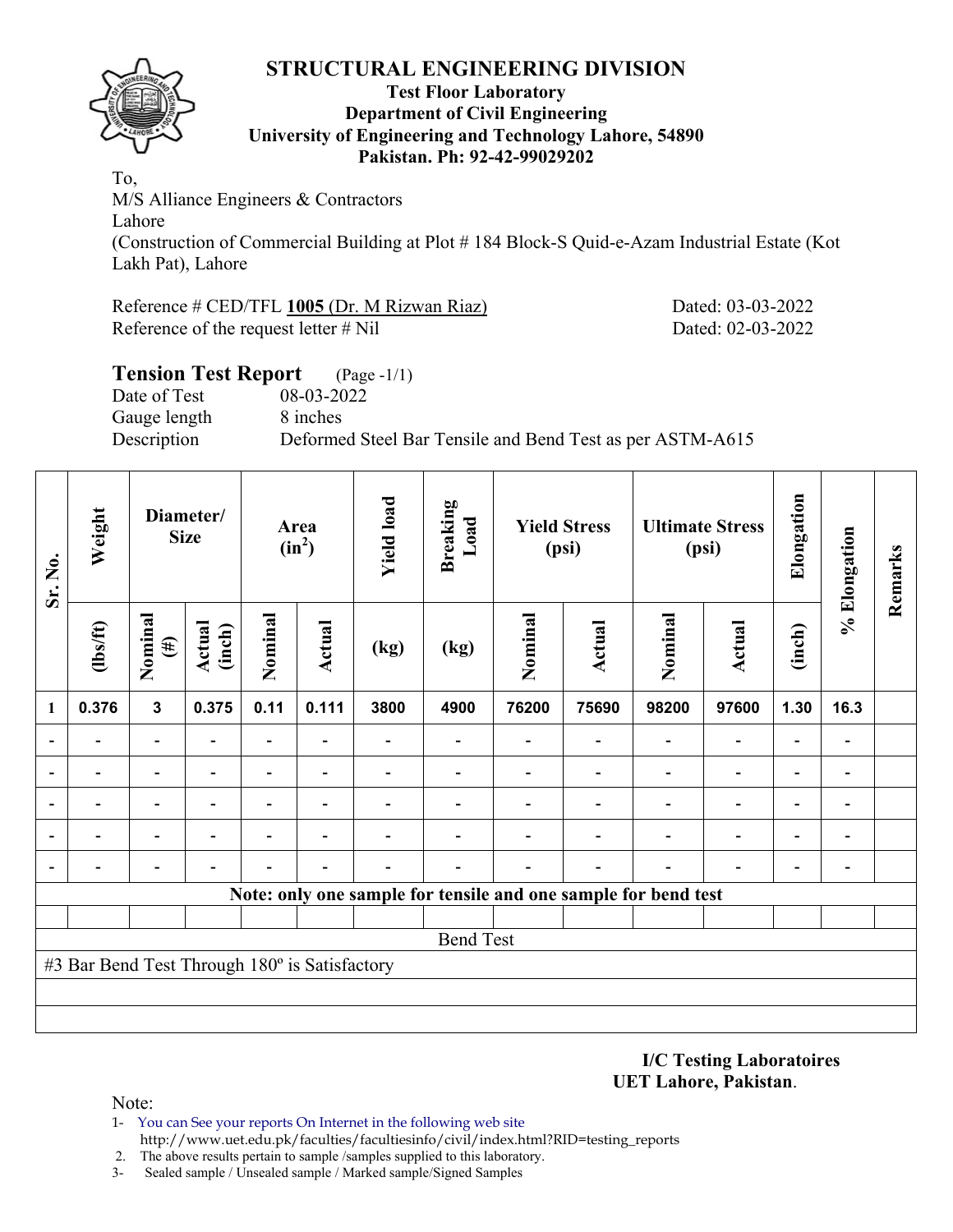# STRUCTURAL ENGINEERING DIVISION

**Test Floor Laboratory**
**Department of Civil Engineering**
**University of Engineering and Technology Lahore, 54890**
**Pakistan. Ph: 92-42-99029202**

To,
M/S Alliance Engineers & Contractors
Lahore
(Construction of Commercial Building at Plot # 184 Block-S Quid-e-Azam Industrial Estate (Kot Lakh Pat), Lahore

Reference # CED/TFL **1005** (Dr. M Rizwan Riaz) Dated: 03-03-2022
Reference of the request letter # Nil Dated: 02-03-2022

## Tension Test Report (Page -1/1)

Date of Test 08-03-2022
Gauge length 8 inches
Description Deformed Steel Bar Tensile and Bend Test as per ASTM-A615

| Sr. No. | Weight | Diameter/ Size | | Area ($in^2$) | | Yield load | Breaking Load | Yield Stress (psi) | | Ultimate Stress (psi) | | Elongation | % Elongation | Remarks |
|---|---|---|---|---|---|---|---|---|---|---|---|---|---|---|
| | (lbs/ft) | Nominal (#) | Actual (inch) | Nominal | Actual | (kg) | (kg) | Nominal | Actual | Nominal | Actual | (inch) | | |
| 1 | 0.376 | 3 | 0.375 | 0.11 | 0.111 | 3800 | 4900 | 76200 | 75690 | 98200 | 97600 | 1.30 | 16.3 | |
| - | - | - | - | - | - | - | - | - | - | - | - | - | - | |
| - | - | - | - | - | - | - | - | - | - | - | - | - | - | |
| - | - | - | - | - | - | - | - | - | - | - | - | - | - | |
| - | - | - | - | - | - | - | - | - | - | - | - | - | - | |
| - | - | - | - | - | - | - | - | - | - | - | - | - | - | |
| **Note: only one sample for tensile and one sample for bend test** | | | | | | | | | | | | | | |
| | | | | | | | | | | | | | | |
| Bend Test | | | | | | | | | | | | | | |
| #3 Bar Bend Test Through 180º is Satisfactory | | | | | | | | | | | | | | |

**I/C Testing Laboratoires**
**UET Lahore, Pakistan**.

Note:
1- You can See your reports On Internet in the following web site
http://www.uet.edu.pk/faculties/facultiesinfo/civil/index.html?RID=testing_reports
2. The above results pertain to sample /samples supplied to this laboratory.
3- Sealed sample / Unsealed sample / Marked sample/Signed Samples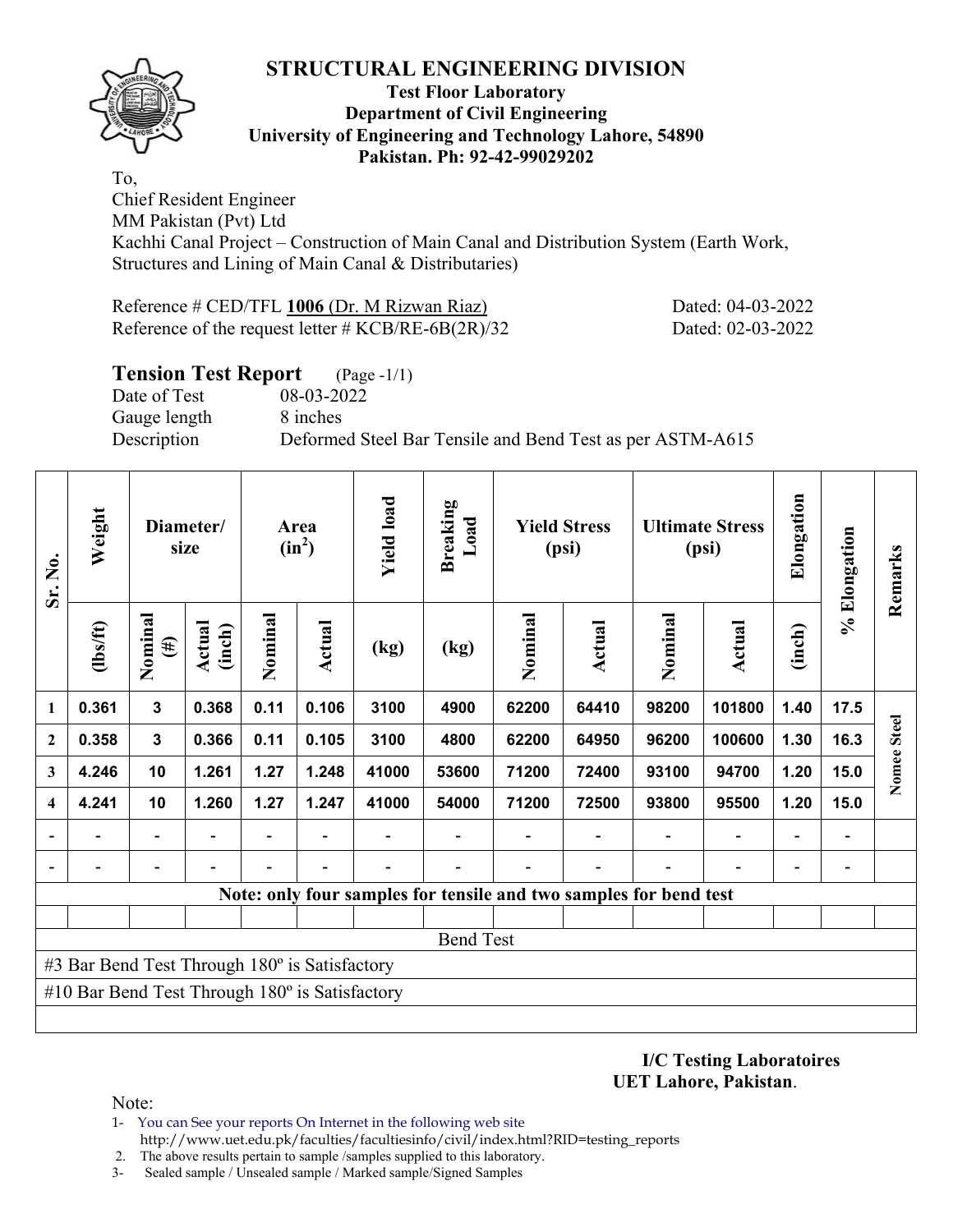# STRUCTURAL ENGINEERING DIVISION

**Test Floor Laboratory**
**Department of Civil Engineering**
**University of Engineering and Technology Lahore, 54890**
**Pakistan. Ph: 92-42-99029202**

To,
Chief Resident Engineer
MM Pakistan (Pvt) Ltd
Kachhi Canal Project – Construction of Main Canal and Distribution System (Earth Work, Structures and Lining of Main Canal & Distributaries)

Reference # CED/TFL **1006** (Dr. M Rizwan Riaz) Dated: 04-03-2022
Reference of the request letter # KCB/RE-6B(2R)/32 Dated: 02-03-2022

## Tension Test Report (Page -1/1)

Date of Test 08-03-2022
Gauge length 8 inches
Description Deformed Steel Bar Tensile and Bend Test as per ASTM-A615

| Sr. No. | Weight | Diameter/ size | | Area ($in^2$) | | Yield load | Breaking Load | Yield Stress (psi) | | Ultimate Stress (psi) | | Elongation | % Elongation | Remarks |
|---|---|---|---|---|---|---|---|---|---|---|---|---|---|---|
| | (lbs/ft) | Nominal (#) | Actual (inch) | Nominal | Actual | (kg) | (kg) | Nominal | Actual | Nominal | Actual | (inch) | | |
| 1 | 0.361 | 3 | 0.368 | 0.11 | 0.106 | 3100 | 4900 | 62200 | 64410 | 98200 | 101800 | 1.40 | 17.5 | Nomee Steel |
| 2 | 0.358 | 3 | 0.366 | 0.11 | 0.105 | 3100 | 4800 | 62200 | 64950 | 96200 | 100600 | 1.30 | 16.3 | |
| 3 | 4.246 | 10 | 1.261 | 1.27 | 1.248 | 41000 | 53600 | 71200 | 72400 | 93100 | 94700 | 1.20 | 15.0 | |
| 4 | 4.241 | 10 | 1.260 | 1.27 | 1.247 | 41000 | 54000 | 71200 | 72500 | 93800 | 95500 | 1.20 | 15.0 | |
| - | - | - | - | - | - | - | - | - | - | - | - | - | - | |
| - | - | - | - | - | - | - | - | - | - | - | - | - | - | |
| **Note: only four samples for tensile and two samples for bend test** | | | | | | | | | | | | | | |
| Bend Test | | | | | | | | | | | | | | |
| #3 Bar Bend Test Through 180º is Satisfactory | | | | | | | | | | | | | | |
| #10 Bar Bend Test Through 180º is Satisfactory | | | | | | | | | | | | | | |

**I/C Testing Laboratoires**
**UET Lahore, Pakistan**.

Note:
1- You can See your reports On Internet in the following web site
http://www.uet.edu.pk/faculties/facultiesinfo/civil/index.html?RID=testing_reports
2. The above results pertain to sample /samples supplied to this laboratory.
3- Sealed sample / Unsealed sample / Marked sample/Signed Samples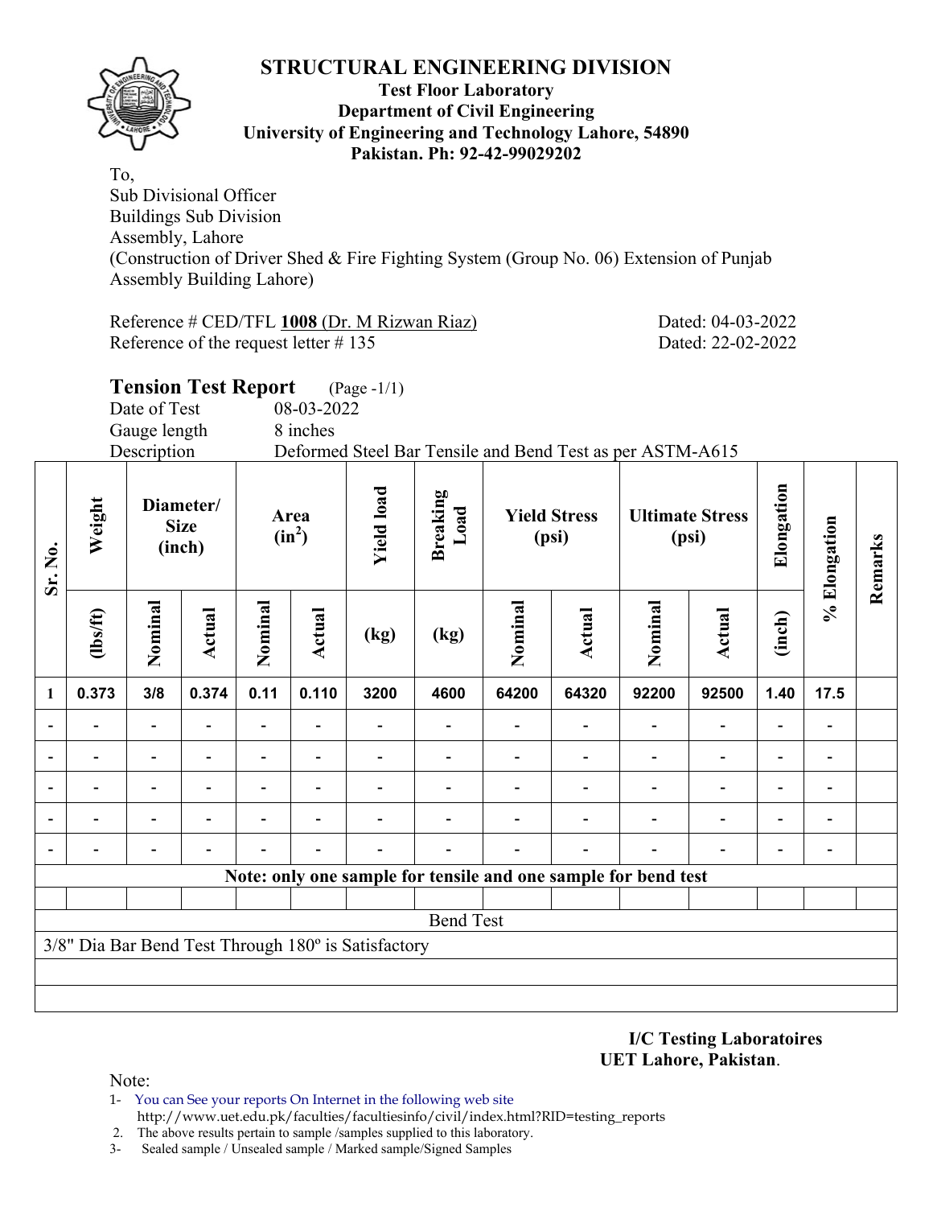# STRUCTURAL ENGINEERING DIVISION

**Test Floor Laboratory**
**Department of Civil Engineering**
**University of Engineering and Technology Lahore, 54890**
**Pakistan. Ph: 92-42-99029202**

To,
Sub Divisional Officer
Buildings Sub Division
Assembly, Lahore
(Construction of Driver Shed & Fire Fighting System (Group No. 06) Extension of Punjab Assembly Building Lahore)

Reference # CED/TFL **1008** (Dr. M Rizwan Riaz) Dated: 04-03-2022
Reference of the request letter # 135 Dated: 22-02-2022

## Tension Test Report (Page -1/1)

Date of Test 08-03-2022
Gauge length 8 inches
Description Deformed Steel Bar Tensile and Bend Test as per ASTM-A615

| Sr. No. | Weight | Diameter/ Size (inch) | | Area ($in^2$) | | Yield load | Breaking Load | Yield Stress (psi) | | Ultimate Stress (psi) | | Elongation | % Elongation | Remarks |
|---|---|---|---|---|---|---|---|---|---|---|---|---|---|---|
| | (lbs/ft) | Nominal | Actual | Nominal | Actual | (kg) | (kg) | Nominal | Actual | Nominal | Actual | (inch) | | |
| 1 | 0.373 | 3/8 | 0.374 | 0.11 | 0.110 | 3200 | 4600 | 64200 | 64320 | 92200 | 92500 | 1.40 | 17.5 | |
| - | - | - | - | - | - | - | - | - | - | - | - | - | - | |
| - | - | - | - | - | - | - | - | - | - | - | - | - | - | |
| - | - | - | - | - | - | - | - | - | - | - | - | - | - | |
| - | - | - | - | - | - | - | - | - | - | - | - | - | - | |
| - | - | - | - | - | - | - | - | - | - | - | - | - | - | |
| **Note: only one sample for tensile and one sample for bend test** | | | | | | | | | | | | | | |
| Bend Test | | | | | | | | | | | | | | |
| 3/8" Dia Bar Bend Test Through 180º is Satisfactory | | | | | | | | | | | | | | |

**I/C Testing Laboratoires**
**UET Lahore, Pakistan**.

Note:

1- You can See your reports On Internet in the following web site
http://www.uet.edu.pk/faculties/facultiesinfo/civil/index.html?RID=testing_reports
2. The above results pertain to sample /samples supplied to this laboratory.
3- Sealed sample / Unsealed sample / Marked sample/Signed Samples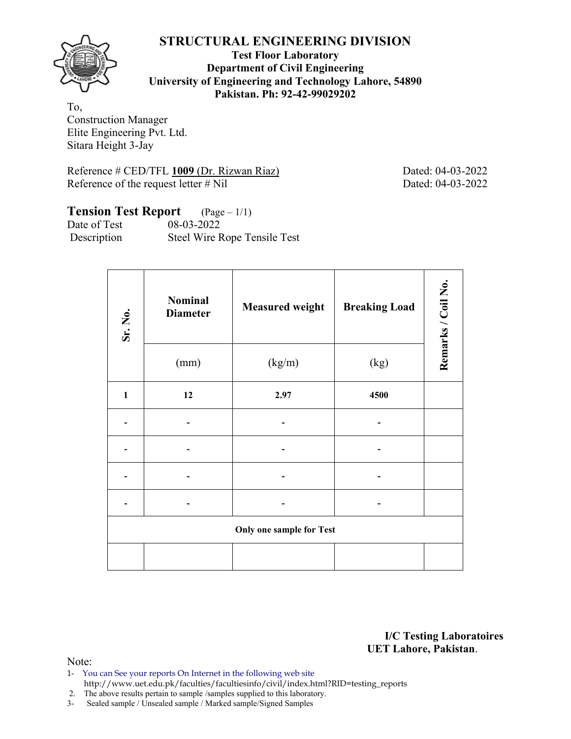# STRUCTURAL ENGINEERING DIVISION

**Test Floor Laboratory**
**Department of Civil Engineering**
**University of Engineering and Technology Lahore, 54890**
**Pakistan. Ph: 92-42-99029202**

To,
Construction Manager
Elite Engineering Pvt. Ltd.
Sitara Height 3-Jay

Reference # CED/TFL **1009** (Dr. Rizwan Riaz) Dated: 04-03-2022
Reference of the request letter # Nil Dated: 04-03-2022

## Tension Test Report (Page – 1/1)

Date of Test 08-03-2022
Description Steel Wire Rope Tensile Test

| Sr. No. | Nominal Diameter | Measured weight | Breaking Load | Remarks / Coil No. |
|---|---|---|---|---|
| | (mm) | (kg/m) | (kg) | |
| **1** | **12** | **2.97** | **4500** | |
| - | - | - | - | |
| - | - | - | - | |
| - | - | - | - | |
| - | - | - | - | |
| **Only one sample for Test** | | | | |
| | | | | |

**I/C Testing Laboratoires**
**UET Lahore, Pakistan**.

Note:
1- You can See your reports On Internet in the following web site
http://www.uet.edu.pk/faculties/facultiesinfo/civil/index.html?RID=testing_reports
2. The above results pertain to sample /samples supplied to this laboratory.
3- Sealed sample / Unsealed sample / Marked sample/Signed Samples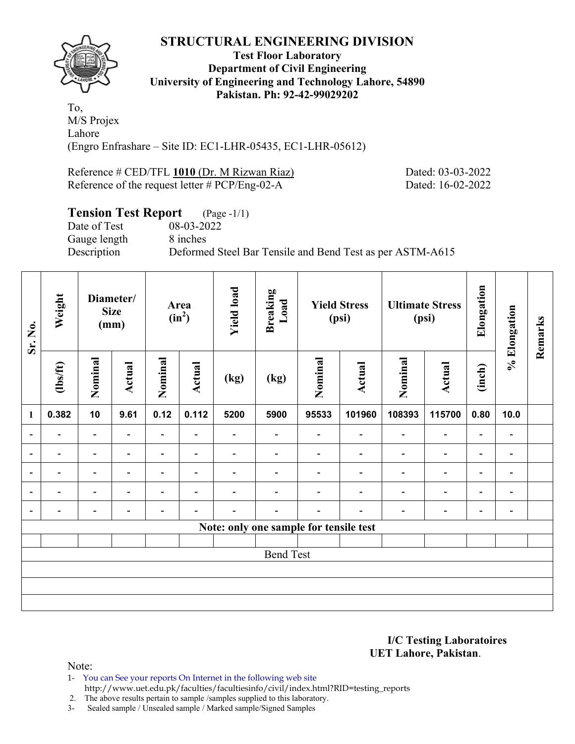# STRUCTURAL ENGINEERING DIVISION

**Test Floor Laboratory**
**Department of Civil Engineering**
**University of Engineering and Technology Lahore, 54890**
**Pakistan. Ph: 92-42-99029202**

To,
M/S Projex
Lahore
(Engro Enfrashare – Site ID: EC1-LHR-05435, EC1-LHR-05612)

Reference # CED/TFL **1010** (Dr. M Rizwan Riaz) Dated: 03-03-2022
Reference of the request letter # PCP/Eng-02-A Dated: 16-02-2022

## Tension Test Report (Page -1/1)

Date of Test 08-03-2022
Gauge length 8 inches
Description Deformed Steel Bar Tensile and Bend Test as per ASTM-A615

| Sr. No. | Weight | Diameter/ Size (mm) | | Area ($in^2$) | | Yield load | Breaking Load | Yield Stress (psi) | | Ultimate Stress (psi) | | Elongation | % Elongation | Remarks |
|---|---|---|---|---|---|---|---|---|---|---|---|---|---|---|
| | (lbs/ft) | Nominal | Actual | Nominal | Actual | (kg) | (kg) | Nominal | Actual | Nominal | Actual | (inch) | | |
| 1 | 0.382 | 10 | 9.61 | 0.12 | 0.112 | 5200 | 5900 | 95533 | 101960 | 108393 | 115700 | 0.80 | 10.0 | |
| - | - | - | - | - | - | - | - | - | - | - | - | - | - | |
| - | - | - | - | - | - | - | - | - | - | - | - | - | - | |
| - | - | - | - | - | - | - | - | - | - | - | - | - | - | |
| - | - | - | - | - | - | - | - | - | - | - | - | - | - | |
| - | - | - | - | - | - | - | - | - | - | - | - | - | - | |
| Note: only one sample for tensile test | | | | | | | | | | | | | | |
| | | | | | | | | | | | | | | |
| Bend Test | | | | | | | | | | | | | | |

**I/C Testing Laboratoires**
**UET Lahore, Pakistan**.

Note:
1- You can See your reports On Internet in the following web site
http://www.uet.edu.pk/faculties/facultiesinfo/civil/index.html?RID=testing_reports
2. The above results pertain to sample /samples supplied to this laboratory.
3- Sealed sample / Unsealed sample / Marked sample/Signed Samples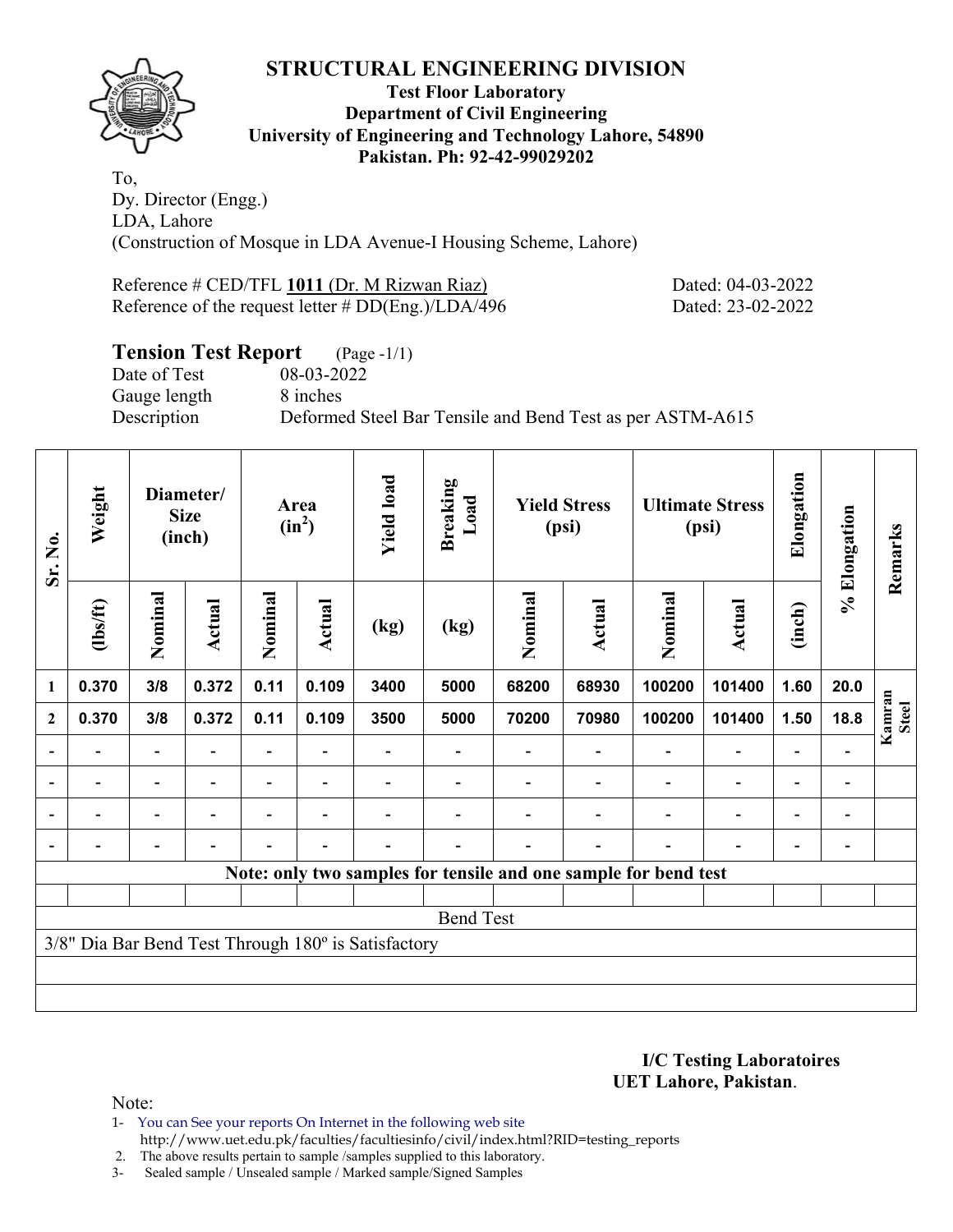# STRUCTURAL ENGINEERING DIVISION

**Test Floor Laboratory**
**Department of Civil Engineering**
**University of Engineering and Technology Lahore, 54890**
**Pakistan. Ph: 92-42-99029202**

To,
Dy. Director (Engg.)
LDA, Lahore
(Construction of Mosque in LDA Avenue-I Housing Scheme, Lahore)

Reference # CED/TFL **1011** (Dr. M Rizwan Riaz) Dated: 04-03-2022
Reference of the request letter # DD(Eng.)/LDA/496 Dated: 23-02-2022

## Tension Test Report (Page -1/1)

Date of Test 08-03-2022
Gauge length 8 inches
Description Deformed Steel Bar Tensile and Bend Test as per ASTM-A615

| Sr. No. | Weight | Diameter/ Size (inch) | | Area ($in^2$) | | Yield load | Breaking Load | Yield Stress (psi) | | Ultimate Stress (psi) | | Elongation | % Elongation | Remarks |
|---|---|---|---|---|---|---|---|---|---|---|---|---|---|---|
| | (lbs/ft) | Nominal | Actual | Nominal | Actual | (kg) | (kg) | Nominal | Actual | Nominal | Actual | (inch) | | |
| 1 | 0.370 | 3/8 | 0.372 | 0.11 | 0.109 | 3400 | 5000 | 68200 | 68930 | 100200 | 101400 | 1.60 | 20.0 | Kamran Steel |
| 2 | 0.370 | 3/8 | 0.372 | 0.11 | 0.109 | 3500 | 5000 | 70200 | 70980 | 100200 | 101400 | 1.50 | 18.8 | |
| - | - | - | - | - | - | - | - | - | - | - | - | - | - | |
| - | - | - | - | - | - | - | - | - | - | - | - | - | - | |
| - | - | - | - | - | - | - | - | - | - | - | - | - | - | |
| - | - | - | - | - | - | - | - | - | - | - | - | - | - | |

**Note: only two samples for tensile and one sample for bend test**

Bend Test

3/8" Dia Bar Bend Test Through 180º is Satisfactory

**I/C Testing Laboratoires**
**UET Lahore, Pakistan**.

Note:
1- You can See your reports On Internet in the following web site
http://www.uet.edu.pk/faculties/facultiesinfo/civil/index.html?RID=testing_reports
2. The above results pertain to sample /samples supplied to this laboratory.
3- Sealed sample / Unsealed sample / Marked sample/Signed Samples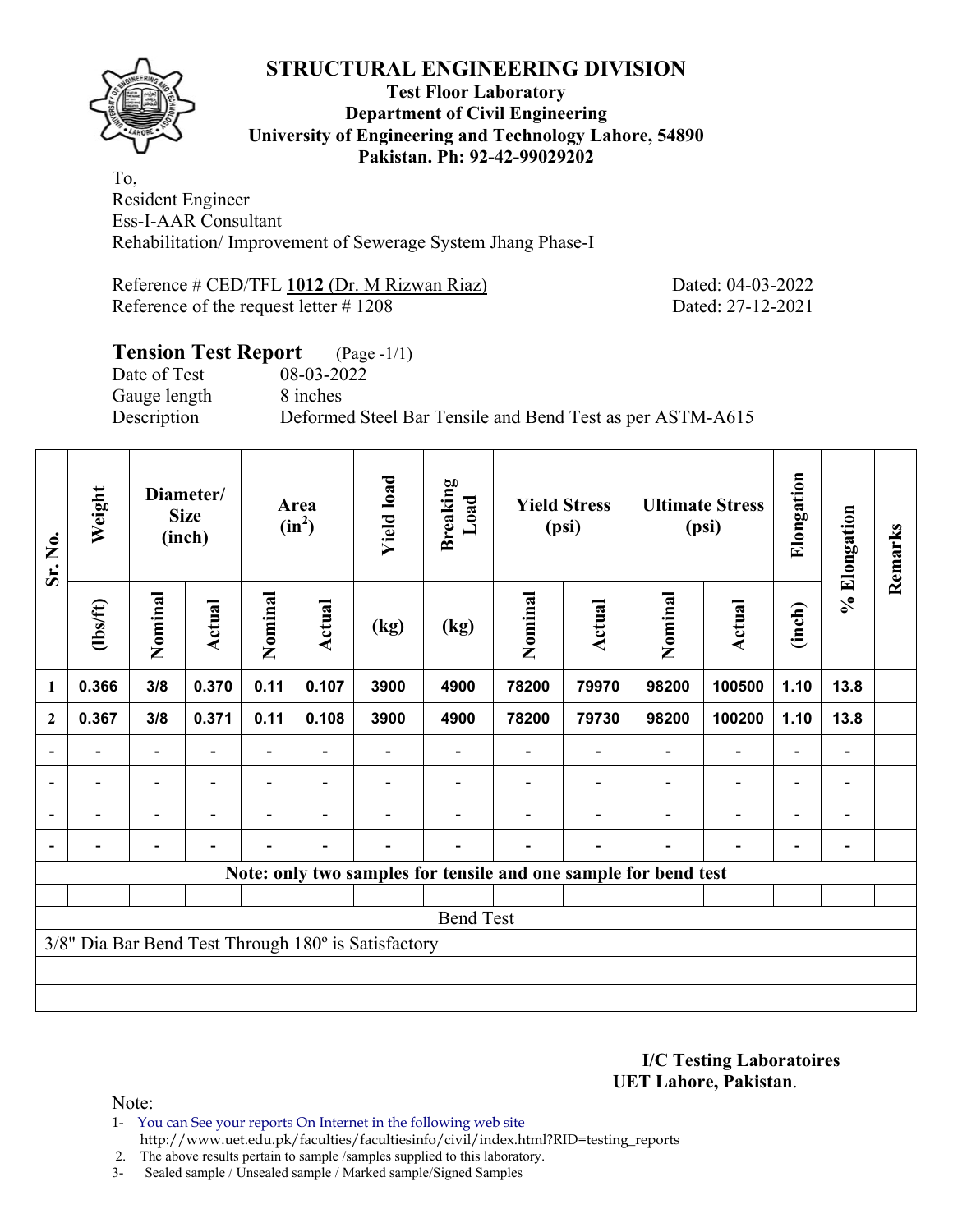# STRUCTURAL ENGINEERING DIVISION

**Test Floor Laboratory**
**Department of Civil Engineering**
**University of Engineering and Technology Lahore, 54890**
**Pakistan. Ph: 92-42-99029202**

To,
Resident Engineer
Ess-I-AAR Consultant
Rehabilitation/ Improvement of Sewerage System Jhang Phase-I

Reference # CED/TFL **1012** (Dr. M Rizwan Riaz) Dated: 04-03-2022
Reference of the request letter # 1208 Dated: 27-12-2021

## Tension Test Report (Page -1/1)

Date of Test 08-03-2022
Gauge length 8 inches
Description Deformed Steel Bar Tensile and Bend Test as per ASTM-A615

| Sr. No. | Weight | Diameter/ Size (inch) | | Area ($in^2$) | | Yield load | Breaking Load | Yield Stress (psi) | | Ultimate Stress (psi) | | Elongation | % Elongation | Remarks |
|---|---|---|---|---|---|---|---|---|---|---|---|---|---|---|
| | (lbs/ft) | Nominal | Actual | Nominal | Actual | (kg) | (kg) | Nominal | Actual | Nominal | Actual | (inch) | | |
| 1 | 0.366 | 3/8 | 0.370 | 0.11 | 0.107 | 3900 | 4900 | 78200 | 79970 | 98200 | 100500 | 1.10 | 13.8 | |
| 2 | 0.367 | 3/8 | 0.371 | 0.11 | 0.108 | 3900 | 4900 | 78200 | 79730 | 98200 | 100200 | 1.10 | 13.8 | |
| - | - | - | - | - | - | - | - | - | - | - | - | - | - | |
| - | - | - | - | - | - | - | - | - | - | - | - | - | - | |
| - | - | - | - | - | - | - | - | - | - | - | - | - | - | |
| - | - | - | - | - | - | - | - | - | - | - | - | - | - | |
| **Note: only two samples for tensile and one sample for bend test** | | | | | | | | | | | | | | |
| Bend Test | | | | | | | | | | | | | | |
| 3/8" Dia Bar Bend Test Through 180º is Satisfactory | | | | | | | | | | | | | | |

**I/C Testing Laboratoires**
**UET Lahore, Pakistan**.

Note:

1- You can See your reports On Internet in the following web site
http://www.uet.edu.pk/faculties/facultiesinfo/civil/index.html?RID=testing_reports
2. The above results pertain to sample /samples supplied to this laboratory.
3- Sealed sample / Unsealed sample / Marked sample/Signed Samples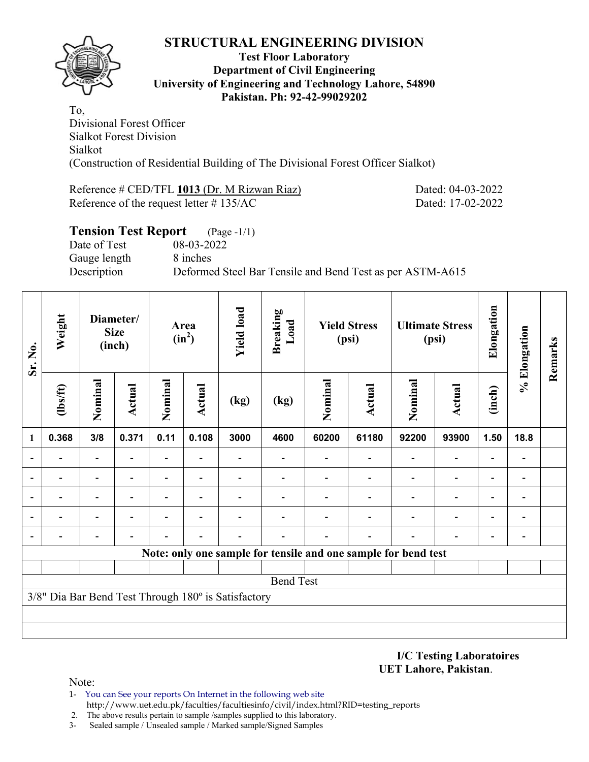# STRUCTURAL ENGINEERING DIVISION

**Test Floor Laboratory**
**Department of Civil Engineering**
**University of Engineering and Technology Lahore, 54890**
**Pakistan. Ph: 92-42-99029202**

To,
Divisional Forest Officer
Sialkot Forest Division
Sialkot
(Construction of Residential Building of The Divisional Forest Officer Sialkot)

Reference # CED/TFL **1013** (Dr. M Rizwan Riaz) Dated: 04-03-2022
Reference of the request letter # 135/AC Dated: 17-02-2022

## Tension Test Report (Page -1/1)

Date of Test 08-03-2022
Gauge length 8 inches
Description Deformed Steel Bar Tensile and Bend Test as per ASTM-A615

| Sr. No. | Weight | Diameter/ Size (inch) | | Area ($in^2$) | | Yield load | Breaking Load | Yield Stress (psi) | | Ultimate Stress (psi) | | Elongation | % Elongation | Remarks |
|---|---|---|---|---|---|---|---|---|---|---|---|---|---|---|
| | (lbs/ft) | Nominal | Actual | Nominal | Actual | (kg) | (kg) | Nominal | Actual | Nominal | Actual | (inch) | | |
| 1 | 0.368 | 3/8 | 0.371 | 0.11 | 0.108 | 3000 | 4600 | 60200 | 61180 | 92200 | 93900 | 1.50 | 18.8 | |
| - | - | - | - | - | - | - | - | - | - | - | - | - | - | |
| - | - | - | - | - | - | - | - | - | - | - | - | - | - | |
| - | - | - | - | - | - | - | - | - | - | - | - | - | - | |
| - | - | - | - | - | - | - | - | - | - | - | - | - | - | |
| - | - | - | - | - | - | - | - | - | - | - | - | - | - | |
| Note: only one sample for tensile and one sample for bend test | | | | | | | | | | | | | | |
| Bend Test | | | | | | | | | | | | | | |
| 3/8" Dia Bar Bend Test Through 180º is Satisfactory | | | | | | | | | | | | | | |

**I/C Testing Laboratoires**
**UET Lahore, Pakistan**.

Note:
1- You can See your reports On Internet in the following web site
http://www.uet.edu.pk/faculties/facultiesinfo/civil/index.html?RID=testing_reports
2. The above results pertain to sample /samples supplied to this laboratory.
3- Sealed sample / Unsealed sample / Marked sample/Signed Samples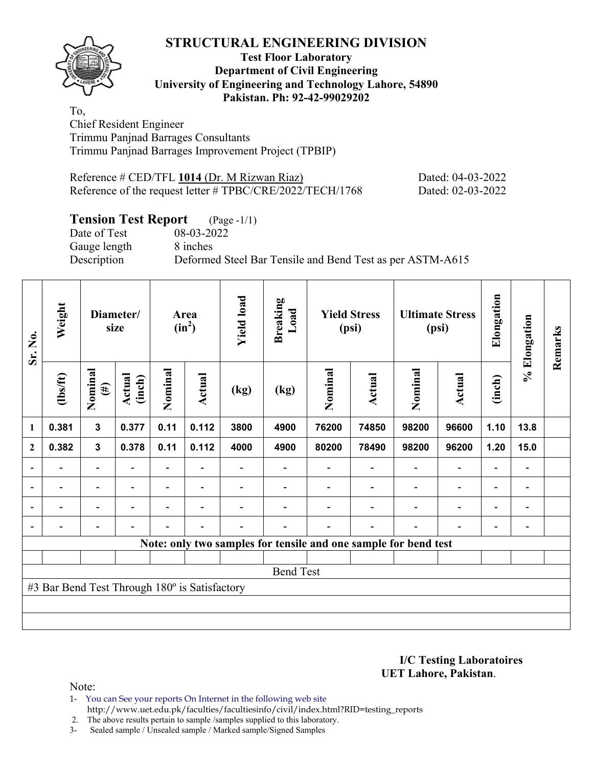## STRUCTURAL ENGINEERING DIVISION

**Test Floor Laboratory**
**Department of Civil Engineering**
**University of Engineering and Technology Lahore, 54890**
**Pakistan. Ph: 92-42-99029202**

To,
Chief Resident Engineer
Trimmu Panjnad Barrages Consultants
Trimmu Panjnad Barrages Improvement Project (TPBIP)

Reference # CED/TFL **1014** (Dr. M Rizwan Riaz) Dated: 04-03-2022
Reference of the request letter # TPBC/CRE/2022/TECH/1768 Dated: 02-03-2022

### Tension Test Report (Page -1/1)

Date of Test 08-03-2022
Gauge length 8 inches
Description Deformed Steel Bar Tensile and Bend Test as per ASTM-A615

| Sr. No. | Weight | Diameter/ size | | Area ($in^2$) | | Yield load | Breaking Load | Yield Stress (psi) | | Ultimate Stress (psi) | | Elongation | % Elongation | Remarks |
|---|---|---|---|---|---|---|---|---|---|---|---|---|---|---|
| | (lbs/ft) | Nominal (#) | Actual (inch) | Nominal | Actual | (kg) | (kg) | Nominal | Actual | Nominal | Actual | (inch) | | |
| 1 | 0.381 | 3 | 0.377 | 0.11 | 0.112 | 3800 | 4900 | 76200 | 74850 | 98200 | 96600 | 1.10 | 13.8 | |
| 2 | 0.382 | 3 | 0.378 | 0.11 | 0.112 | 4000 | 4900 | 80200 | 78490 | 98200 | 96200 | 1.20 | 15.0 | |
| - | - | - | - | - | - | - | - | - | - | - | - | - | - | |
| - | - | - | - | - | - | - | - | - | - | - | - | - | - | |
| - | - | - | - | - | - | - | - | - | - | - | - | - | - | |
| - | - | - | - | - | - | - | - | - | - | - | - | - | - | |

**Note: only two samples for tensile and one sample for bend test**

Bend Test

#3 Bar Bend Test Through 180º is Satisfactory

**I/C Testing Laboratoires**
**UET Lahore, Pakistan**.

Note:

1- You can See your reports On Internet in the following web site http://www.uet.edu.pk/faculties/facultiesinfo/civil/index.html?RID=testing_reports
2. The above results pertain to sample /samples supplied to this laboratory.
3- Sealed sample / Unsealed sample / Marked sample/Signed Samples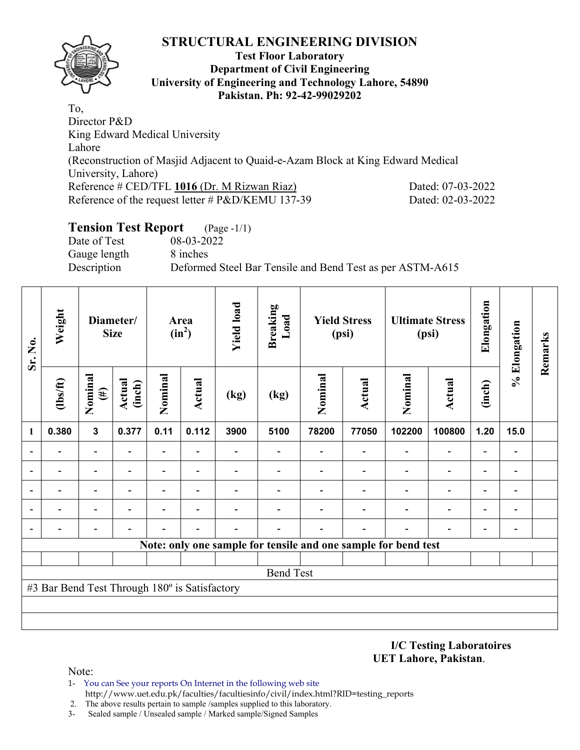# STRUCTURAL ENGINEERING DIVISION

**Test Floor Laboratory**
**Department of Civil Engineering**
**University of Engineering and Technology Lahore, 54890**
**Pakistan. Ph: 92-42-99029202**

To,
Director P&D
King Edward Medical University
Lahore
(Reconstruction of Masjid Adjacent to Quaid-e-Azam Block at King Edward Medical University, Lahore)
Reference # CED/TFL **1016** (Dr. M Rizwan Riaz) Dated: 07-03-2022
Reference of the request letter # P&D/KEMU 137-39 Dated: 02-03-2022

## Tension Test Report (Page -1/1)

Date of Test 08-03-2022
Gauge length 8 inches
Description Deformed Steel Bar Tensile and Bend Test as per ASTM-A615

| Sr. No. | Weight | Diameter/ Size | | Area ($in^2$) | | Yield load | Breaking Load | Yield Stress (psi) | | Ultimate Stress (psi) | | Elongation | % Elongation | Remarks |
|---|---|---|---|---|---|---|---|---|---|---|---|---|---|---|
| | (lbs/ft) | Nominal (#) | Actual (inch) | Nominal | Actual | (kg) | (kg) | Nominal | Actual | Nominal | Actual | (inch) | | |
| 1 | 0.380 | 3 | 0.377 | 0.11 | 0.112 | 3900 | 5100 | 78200 | 77050 | 102200 | 100800 | 1.20 | 15.0 | |
| - | - | - | - | - | - | - | - | - | - | - | - | - | - | |
| - | - | - | - | - | - | - | - | - | - | - | - | - | - | |
| - | - | - | - | - | - | - | - | - | - | - | - | - | - | |
| - | - | - | - | - | - | - | - | - | - | - | - | - | - | |
| - | - | - | - | - | - | - | - | - | - | - | - | - | - | |
| Note: only one sample for tensile and one sample for bend test | | | | | | | | | | | | | | |
| Bend Test | | | | | | | | | | | | | | |
| #3 Bar Bend Test Through 180º is Satisfactory | | | | | | | | | | | | | | |

**I/C Testing Laboratoires**
**UET Lahore, Pakistan**.

Note:
1- You can See your reports On Internet in the following web site
http://www.uet.edu.pk/faculties/facultiesinfo/civil/index.html?RID=testing_reports
2. The above results pertain to sample /samples supplied to this laboratory.
3- Sealed sample / Unsealed sample / Marked sample/Signed Samples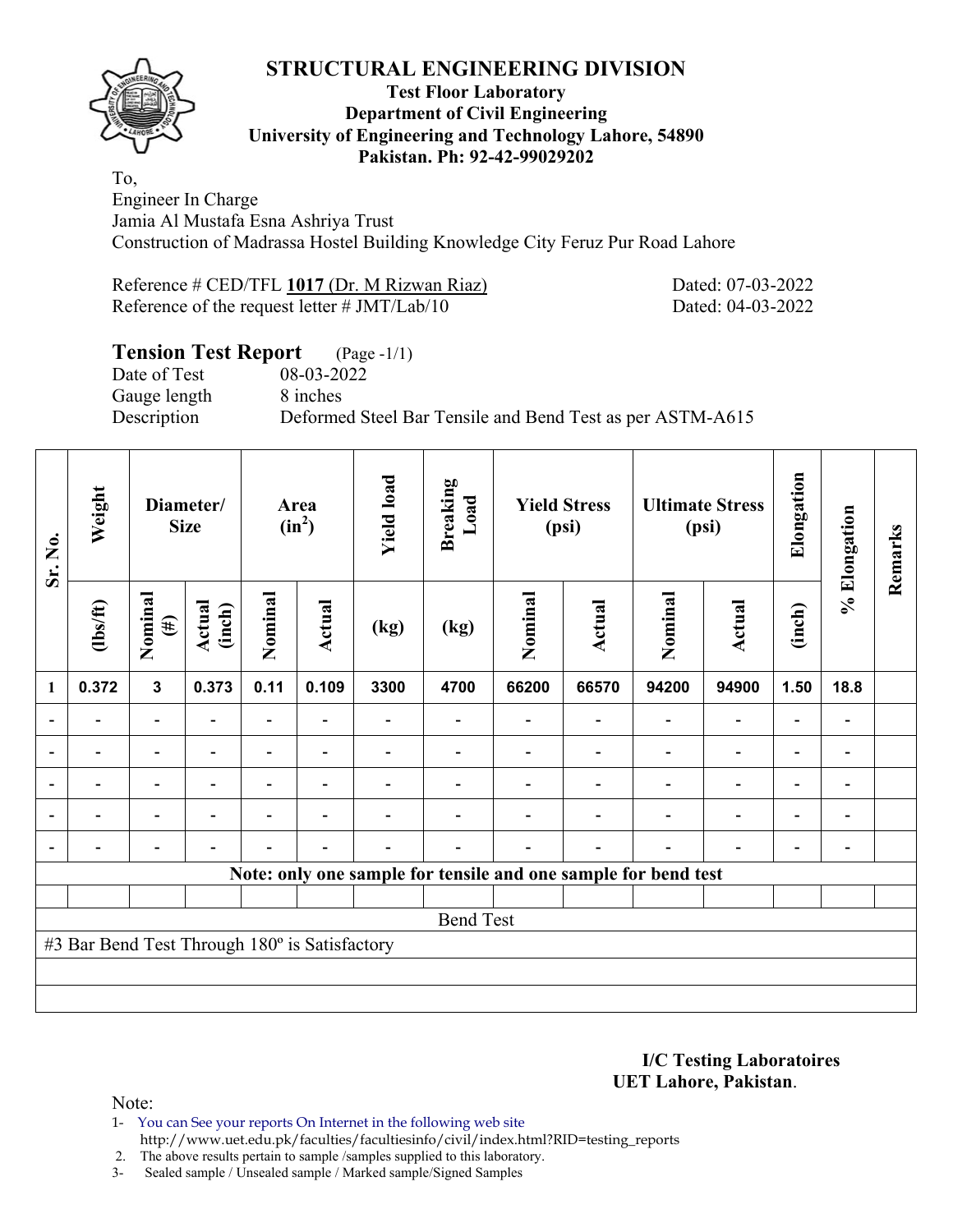# STRUCTURAL ENGINEERING DIVISION

**Test Floor Laboratory**
**Department of Civil Engineering**
**University of Engineering and Technology Lahore, 54890**
**Pakistan. Ph: 92-42-99029202**

To,
Engineer In Charge
Jamia Al Mustafa Esna Ashriya Trust
Construction of Madrassa Hostel Building Knowledge City Feruz Pur Road Lahore

Reference # CED/TFL **1017** (Dr. M Rizwan Riaz) Dated: 07-03-2022
Reference of the request letter # JMT/Lab/10 Dated: 04-03-2022

## Tension Test Report (Page -1/1)

Date of Test 08-03-2022
Gauge length 8 inches
Description Deformed Steel Bar Tensile and Bend Test as per ASTM-A615

| Sr. No. | Weight | Diameter/ Size | | Area ($in^2$) | | Yield load | Breaking Load | Yield Stress (psi) | | Ultimate Stress (psi) | | Elongation | % Elongation | Remarks |
|---|---|---|---|---|---|---|---|---|---|---|---|---|---|---|
| | (lbs/ft) | Nominal (#) | Actual (inch) | Nominal | Actual | (kg) | (kg) | Nominal | Actual | Nominal | Actual | (inch) | | |
| 1 | 0.372 | 3 | 0.373 | 0.11 | 0.109 | 3300 | 4700 | 66200 | 66570 | 94200 | 94900 | 1.50 | 18.8 | |
| - | - | - | - | - | - | - | - | - | - | - | - | - | - | |
| - | - | - | - | - | - | - | - | - | - | - | - | - | - | |
| - | - | - | - | - | - | - | - | - | - | - | - | - | - | |
| - | - | - | - | - | - | - | - | - | - | - | - | - | - | |
| - | - | - | - | - | - | - | - | - | - | - | - | - | - | |
| **Note: only one sample for tensile and one sample for bend test** | | | | | | | | | | | | | | |
| | | | | | | | | | | | | | | |
| Bend Test | | | | | | | | | | | | | | |
| #3 Bar Bend Test Through 180º is Satisfactory | | | | | | | | | | | | | | |

**I/C Testing Laboratoires**
**UET Lahore, Pakistan**.

Note:
1- You can See your reports On Internet in the following web site
http://www.uet.edu.pk/faculties/facultiesinfo/civil/index.html?RID=testing_reports
2. The above results pertain to sample /samples supplied to this laboratory.
3- Sealed sample / Unsealed sample / Marked sample/Signed Samples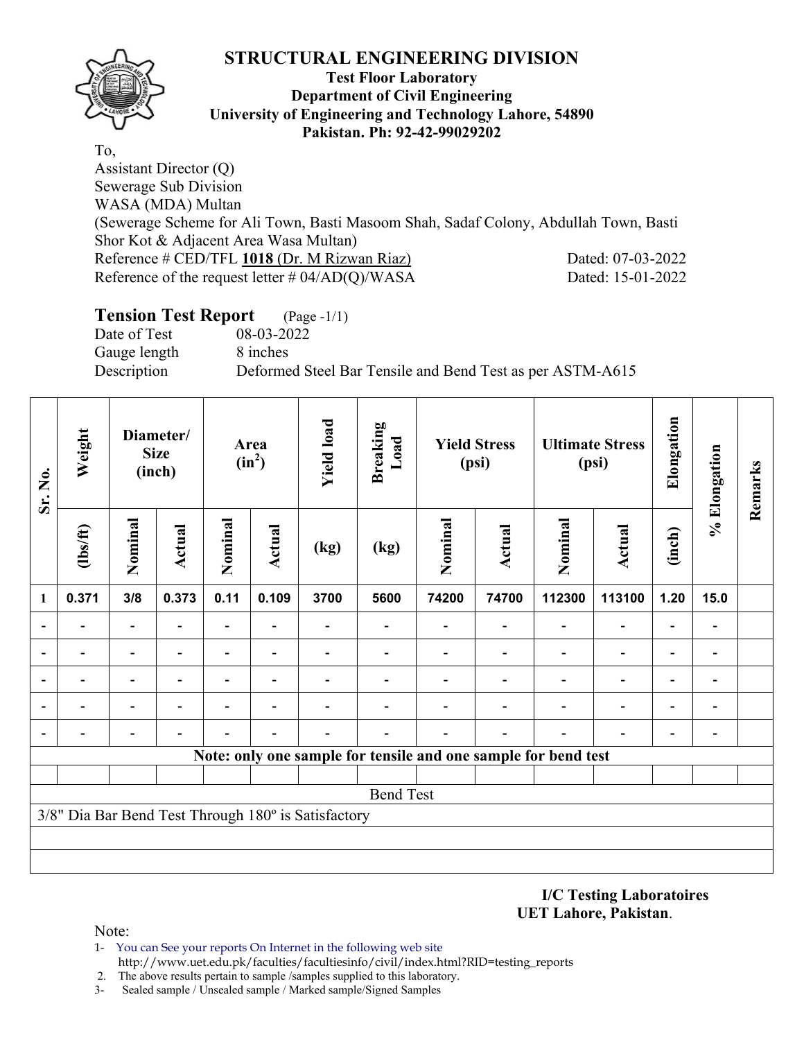# STRUCTURAL ENGINEERING DIVISION

**Test Floor Laboratory**
**Department of Civil Engineering**
**University of Engineering and Technology Lahore, 54890**
**Pakistan. Ph: 92-42-99029202**

To,
Assistant Director (Q)
Sewerage Sub Division
WASA (MDA) Multan
(Sewerage Scheme for Ali Town, Basti Masoom Shah, Sadaf Colony, Abdullah Town, Basti Shor Kot & Adjacent Area Wasa Multan)
Reference # CED/TFL **1018** (Dr. M Rizwan Riaz) Dated: 07-03-2022
Reference of the request letter # 04/AD(Q)/WASA Dated: 15-01-2022

## Tension Test Report (Page -1/1)

Date of Test 08-03-2022
Gauge length 8 inches
Description Deformed Steel Bar Tensile and Bend Test as per ASTM-A615

| Sr. No. | Weight | Diameter/ Size (inch) | | Area ($in^2$) | | Yield load | Breaking Load | Yield Stress (psi) | | Ultimate Stress (psi) | | Elongation | % Elongation | Remarks |
|---|---|---|---|---|---|---|---|---|---|---|---|---|---|---|
| | (lbs/ft) | Nominal | Actual | Nominal | Actual | (kg) | (kg) | Nominal | Actual | Nominal | Actual | (inch) | | |
| 1 | 0.371 | 3/8 | 0.373 | 0.11 | 0.109 | 3700 | 5600 | 74200 | 74700 | 112300 | 113100 | 1.20 | 15.0 | |
| - | - | - | - | - | - | - | - | - | - | - | - | - | - | |
| - | - | - | - | - | - | - | - | - | - | - | - | - | - | |
| - | - | - | - | - | - | - | - | - | - | - | - | - | - | |
| - | - | - | - | - | - | - | - | - | - | - | - | - | - | |
| - | - | - | - | - | - | - | - | - | - | - | - | - | - | |
| **Note: only one sample for tensile and one sample for bend test** | | | | | | | | | | | | | | |
| | | | | | | | | | | | | | | |
| Bend Test | | | | | | | | | | | | | | |
| 3/8" Dia Bar Bend Test Through 180º is Satisfactory | | | | | | | | | | | | | | |

**I/C Testing Laboratoires**
**UET Lahore, Pakistan**.

Note:

1- You can See your reports On Internet in the following web site
http://www.uet.edu.pk/faculties/facultiesinfo/civil/index.html?RID=testing_reports
2. The above results pertain to sample /samples supplied to this laboratory.
3- Sealed sample / Unsealed sample / Marked sample/Signed Samples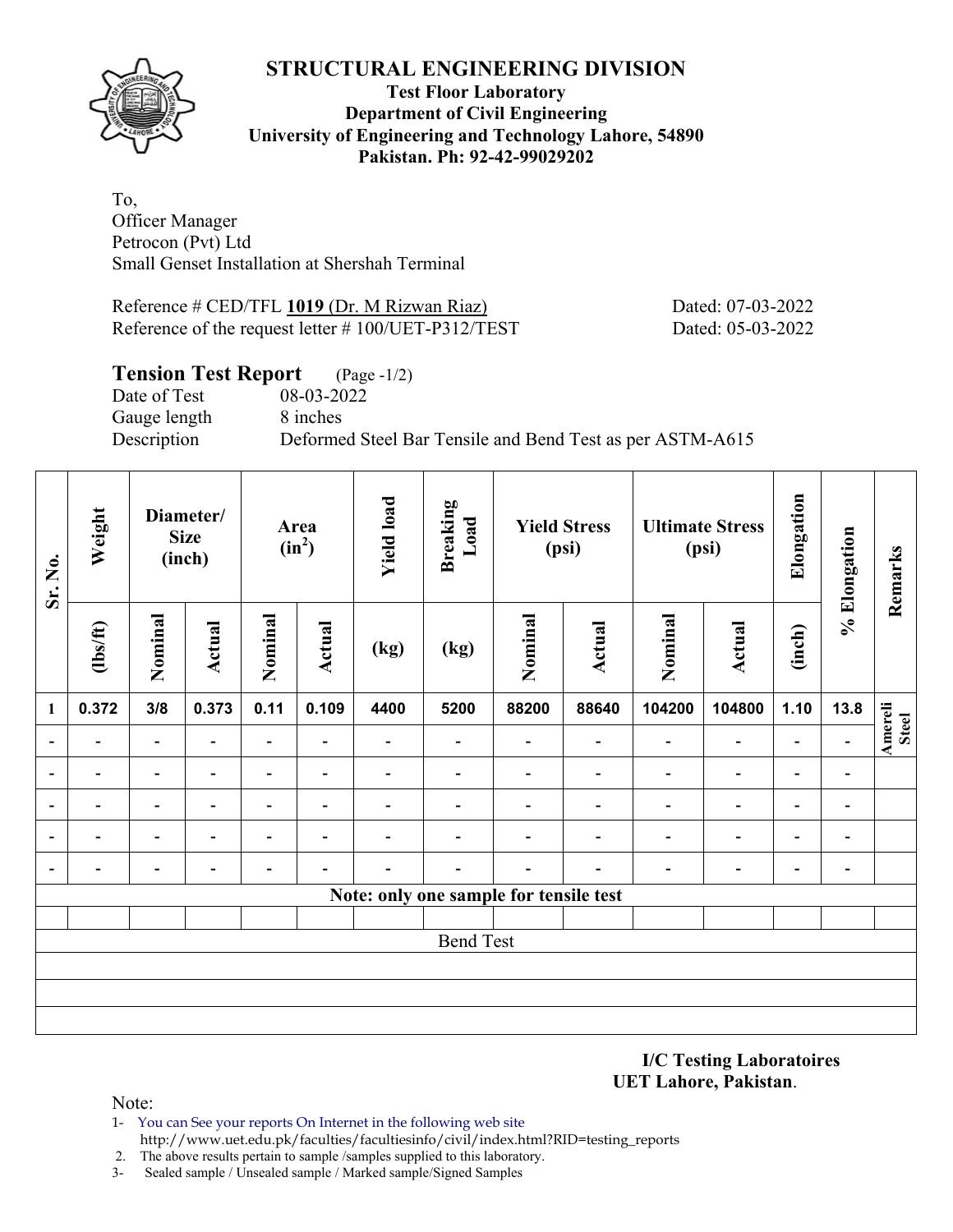# STRUCTURAL ENGINEERING DIVISION

**Test Floor Laboratory**
**Department of Civil Engineering**
**University of Engineering and Technology Lahore, 54890**
**Pakistan. Ph: 92-42-99029202**

To,
Officer Manager
Petrocon (Pvt) Ltd
Small Genset Installation at Shershah Terminal

Reference # CED/TFL **1019** (Dr. M Rizwan Riaz) Dated: 07-03-2022
Reference of the request letter # 100/UET-P312/TEST Dated: 05-03-2022

## Tension Test Report (Page -1/2)

Date of Test 08-03-2022
Gauge length 8 inches
Description Deformed Steel Bar Tensile and Bend Test as per ASTM-A615

| Sr. No. | Weight | Diameter/ Size (inch) | | Area ($in^2$) | | Yield load | Breaking Load | Yield Stress (psi) | | Ultimate Stress (psi) | | Elongation | % Elongation | Remarks |
|---|---|---|---|---|---|---|---|---|---|---|---|---|---|---|
| | (lbs/ft) | Nominal | Actual | Nominal | Actual | (kg) | (kg) | Nominal | Actual | Nominal | Actual | (inch) | | |
| 1 | 0.372 | 3/8 | 0.373 | 0.11 | 0.109 | 4400 | 5200 | 88200 | 88640 | 104200 | 104800 | 1.10 | 13.8 | Amereli Steel |
| - | - | - | - | - | - | - | - | - | - | - | - | - | - | |
| - | - | - | - | - | - | - | - | - | - | - | - | - | - | |
| - | - | - | - | - | - | - | - | - | - | - | - | - | - | |
| - | - | - | - | - | - | - | - | - | - | - | - | - | - | |
| - | - | - | - | - | - | - | - | - | - | - | - | - | - | |
| Note: only one sample for tensile test | | | | | | | | | | | | | | |
| | | | | | | | | | | | | | | |
| Bend Test | | | | | | | | | | | | | | |
| | | | | | | | | | | | | | | |
| | | | | | | | | | | | | | | |
| | | | | | | | | | | | | | | |

**I/C Testing Laboratoires**
**UET Lahore, Pakistan**.

Note:
1- You can See your reports On Internet in the following web site
http://www.uet.edu.pk/faculties/facultiesinfo/civil/index.html?RID=testing_reports
2. The above results pertain to sample /samples supplied to this laboratory.
3- Sealed sample / Unsealed sample / Marked sample/Signed Samples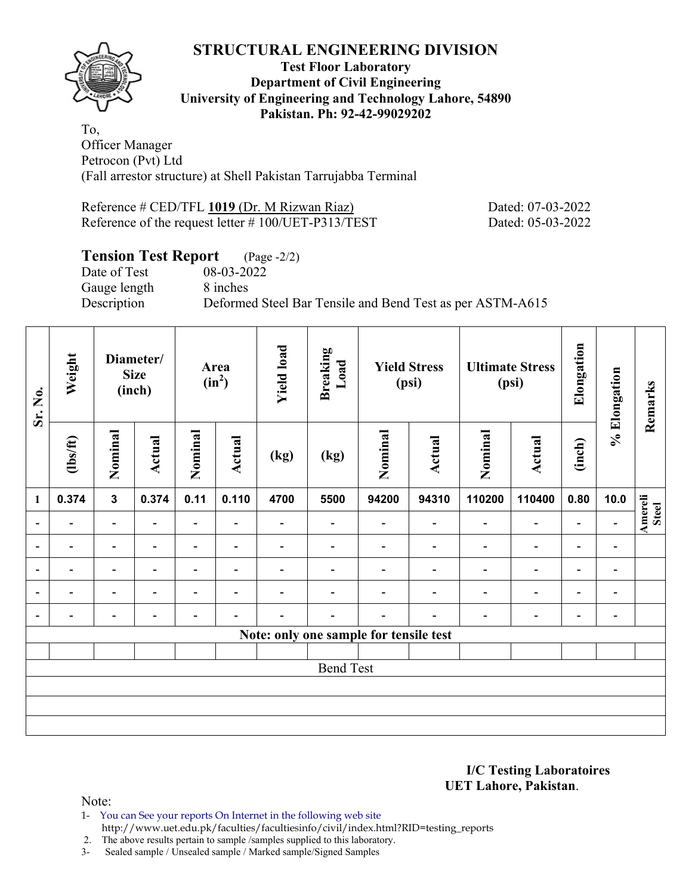# STRUCTURAL ENGINEERING DIVISION

**Test Floor Laboratory**
**Department of Civil Engineering**
**University of Engineering and Technology Lahore, 54890**
**Pakistan. Ph: 92-42-99029202**

To,
Officer Manager
Petrocon (Pvt) Ltd
(Fall arrestor structure) at Shell Pakistan Tarrujabba Terminal

Reference # CED/TFL **1019** (Dr. M Rizwan Riaz) Dated: 07-03-2022
Reference of the request letter # 100/UET-P313/TEST Dated: 05-03-2022

## Tension Test Report (Page -2/2)

Date of Test 08-03-2022
Gauge length 8 inches
Description Deformed Steel Bar Tensile and Bend Test as per ASTM-A615

| Sr. No. | Weight | Diameter/ Size (inch) | | Area (in²) | | Yield load | Breaking Load | Yield Stress (psi) | | Ultimate Stress (psi) | | Elongation | % Elongation | Remarks |
|---|---|---|---|---|---|---|---|---|---|---|---|---|---|---|
| | (lbs/ft) | Nominal | Actual | Nominal | Actual | (kg) | (kg) | Nominal | Actual | Nominal | Actual | (inch) | | |
| 1 | 0.374 | 3 | 0.374 | 0.11 | 0.110 | 4700 | 5500 | 94200 | 94310 | 110200 | 110400 | 0.80 | 10.0 | Amereli Steel |
| - | - | - | - | - | - | - | - | - | - | - | - | - | - | |
| - | - | - | - | - | - | - | - | - | - | - | - | - | - | |
| - | - | - | - | - | - | - | - | - | - | - | - | - | - | |
| - | - | - | - | - | - | - | - | - | - | - | - | - | - | |
| - | - | - | - | - | - | - | - | - | - | - | - | - | - | |
| Note: only one sample for tensile test | | | | | | | | | | | | | | |
| | | | | | | | | | | | | | | |
| Bend Test | | | | | | | | | | | | | | |
| | | | | | | | | | | | | | | |
| | | | | | | | | | | | | | | |
| | | | | | | | | | | | | | | |

**I/C Testing Laboratoires**
**UET Lahore, Pakistan**.

Note:

1- You can See your reports On Internet in the following web site http://www.uet.edu.pk/faculties/facultiesinfo/civil/index.html?RID=testing_reports
2. The above results pertain to sample /samples supplied to this laboratory.
3- Sealed sample / Unsealed sample / Marked sample/Signed Samples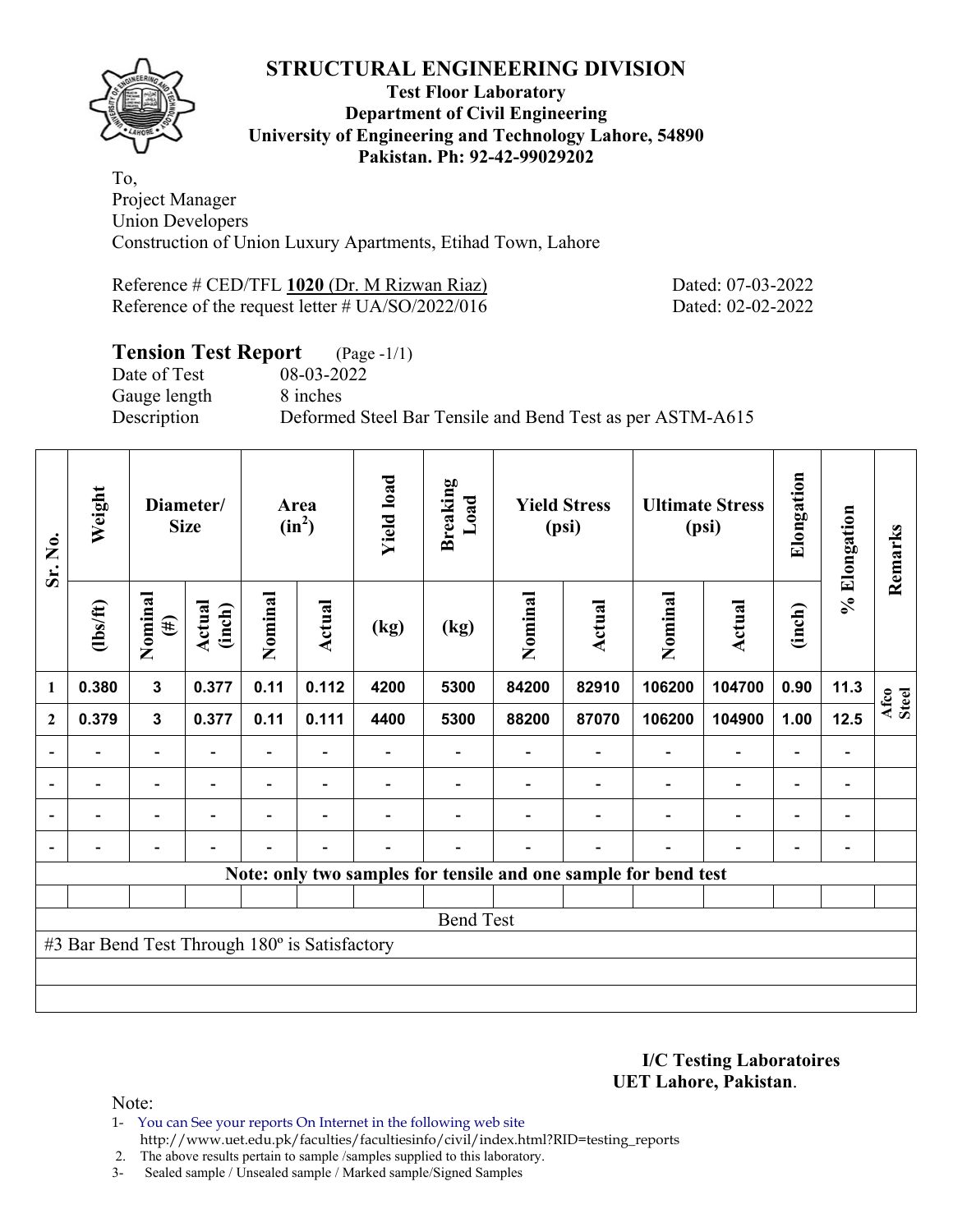# STRUCTURAL ENGINEERING DIVISION

**Test Floor Laboratory**
**Department of Civil Engineering**
**University of Engineering and Technology Lahore, 54890**
**Pakistan. Ph: 92-42-99029202**

To,
Project Manager
Union Developers
Construction of Union Luxury Apartments, Etihad Town, Lahore

Reference # CED/TFL **1020** (Dr. M Rizwan Riaz) Dated: 07-03-2022
Reference of the request letter # UA/SO/2022/016 Dated: 02-02-2022

## Tension Test Report (Page -1/1)

Date of Test 08-03-2022
Gauge length 8 inches
Description Deformed Steel Bar Tensile and Bend Test as per ASTM-A615

| Sr. No. | Weight | Diameter/ Size | | Area ($in^2$) | | Yield load | Breaking Load | Yield Stress (psi) | | Ultimate Stress (psi) | | Elongation | % Elongation | Remarks |
|---|---|---|---|---|---|---|---|---|---|---|---|---|---|---|
| | (lbs/ft) | Nominal (#) | Actual (inch) | Nominal | Actual | (kg) | (kg) | Nominal | Actual | Nominal | Actual | (inch) | | |
| 1 | 0.380 | 3 | 0.377 | 0.11 | 0.112 | 4200 | 5300 | 84200 | 82910 | 106200 | 104700 | 0.90 | 11.3 | Afco Steel |
| 2 | 0.379 | 3 | 0.377 | 0.11 | 0.111 | 4400 | 5300 | 88200 | 87070 | 106200 | 104900 | 1.00 | 12.5 | |
| - | - | - | - | - | - | - | - | - | - | - | - | - | - | |
| - | - | - | - | - | - | - | - | - | - | - | - | - | - | |
| - | - | - | - | - | - | - | - | - | - | - | - | - | - | |
| - | - | - | - | - | - | - | - | - | - | - | - | - | - | |

**Note: only two samples for tensile and one sample for bend test**

Bend Test

#3 Bar Bend Test Through 180º is Satisfactory

**I/C Testing Laboratoires**
**UET Lahore, Pakistan**.

Note:
1- You can See your reports On Internet in the following web site
http://www.uet.edu.pk/faculties/facultiesinfo/civil/index.html?RID=testing_reports
2. The above results pertain to sample /samples supplied to this laboratory.
3- Sealed sample / Unsealed sample / Marked sample/Signed Samples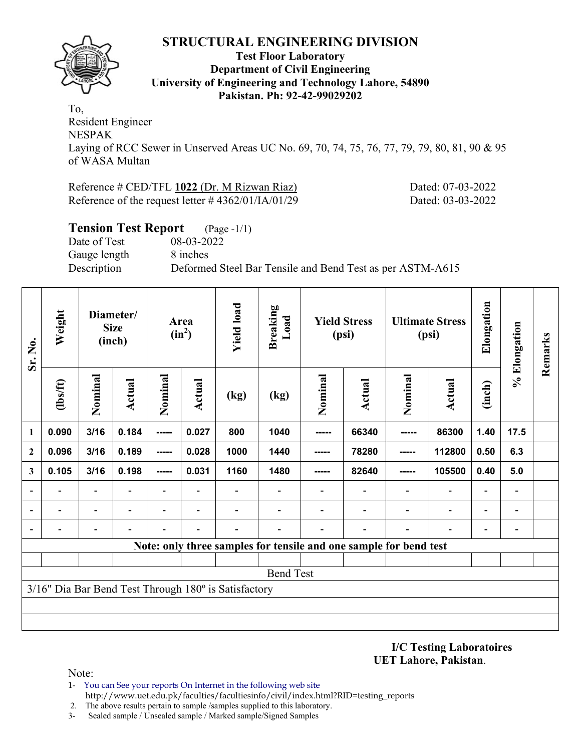# STRUCTURAL ENGINEERING DIVISION

**Test Floor Laboratory**
**Department of Civil Engineering**
**University of Engineering and Technology Lahore, 54890**
**Pakistan. Ph: 92-42-99029202**

To,
Resident Engineer
NESPAK
Laying of RCC Sewer in Unserved Areas UC No. 69, 70, 74, 75, 76, 77, 79, 79, 80, 81, 90 & 95 of WASA Multan

Reference # CED/TFL **1022** (Dr. M Rizwan Riaz) Dated: 07-03-2022
Reference of the request letter # 4362/01/IA/01/29 Dated: 03-03-2022

## Tension Test Report (Page -1/1)

Date of Test 08-03-2022
Gauge length 8 inches
Description Deformed Steel Bar Tensile and Bend Test as per ASTM-A615

| Sr. No. | Weight | Diameter/ Size (inch) | | Area ($in^2$) | | Yield load | Breaking Load | Yield Stress (psi) | | Ultimate Stress (psi) | | Elongation | % Elongation | Remarks |
|---|---|---|---|---|---|---|---|---|---|---|---|---|---|---|
| | (lbs/ft) | Nominal | Actual | Nominal | Actual | (kg) | (kg) | Nominal | Actual | Nominal | Actual | (inch) | | |
| 1 | 0.090 | 3/16 | 0.184 | ----- | 0.027 | 800 | 1040 | ----- | 66340 | ----- | 86300 | 1.40 | 17.5 | |
| 2 | 0.096 | 3/16 | 0.189 | ----- | 0.028 | 1000 | 1440 | ----- | 78280 | ----- | 112800 | 0.50 | 6.3 | |
| 3 | 0.105 | 3/16 | 0.198 | ----- | 0.031 | 1160 | 1480 | ----- | 82640 | ----- | 105500 | 0.40 | 5.0 | |
| - | - | - | - | - | - | - | - | - | - | - | - | - | - | |
| - | - | - | - | - | - | - | - | - | - | - | - | - | - | |
| - | - | - | - | - | - | - | - | - | - | - | - | - | - | |
| Note: only three samples for tensile and one sample for bend test | | | | | | | | | | | | | | |
| | | | | | | | | | | | | | | |
| Bend Test | | | | | | | | | | | | | | |
| 3/16" Dia Bar Bend Test Through 180º is Satisfactory | | | | | | | | | | | | | | |

**I/C Testing Laboratoires**
**UET Lahore, Pakistan**.

Note:
1- You can See your reports On Internet in the following web site
http://www.uet.edu.pk/faculties/facultiesinfo/civil/index.html?RID=testing_reports
2. The above results pertain to sample /samples supplied to this laboratory.
3- Sealed sample / Unsealed sample / Marked sample/Signed Samples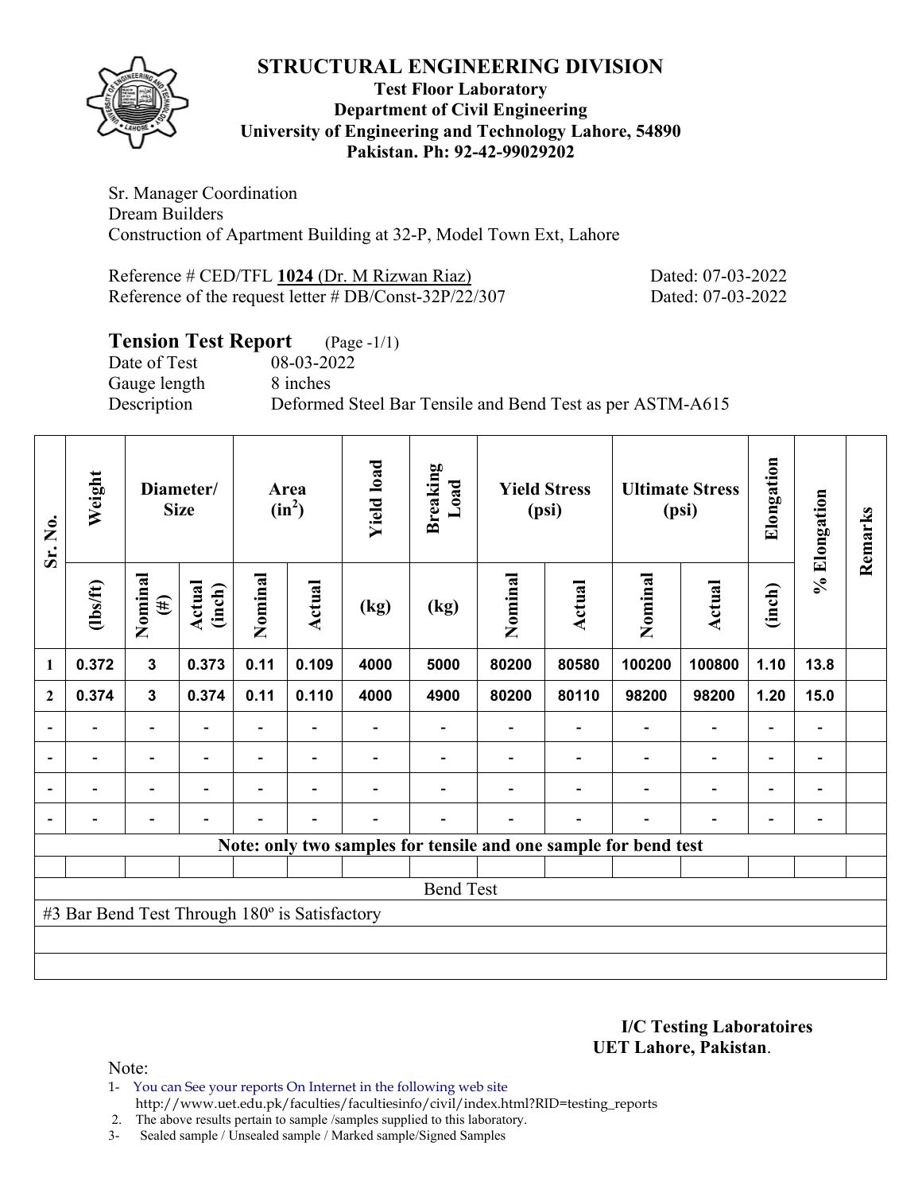# STRUCTURAL ENGINEERING DIVISION

**Test Floor Laboratory**
**Department of Civil Engineering**
**University of Engineering and Technology Lahore, 54890**
**Pakistan. Ph: 92-42-99029202**

Sr. Manager Coordination
Dream Builders
Construction of Apartment Building at 32-P, Model Town Ext, Lahore

Reference # CED/TFL **1024** (Dr. M Rizwan Riaz) Dated: 07-03-2022
Reference of the request letter # DB/Const-32P/22/307 Dated: 07-03-2022

**Tension Test Report** (Page -1/1)
Date of Test 08-03-2022
Gauge length 8 inches
Description Deformed Steel Bar Tensile and Bend Test as per ASTM-A615

| Sr. No. | Weight | Diameter/ Size | | Area ($in^2$) | | Yield load | Breaking Load | Yield Stress (psi) | | Ultimate Stress (psi) | | Elongation | % Elongation | Remarks |
|---|---|---|---|---|---|---|---|---|---|---|---|---|---|---|
| | (lbs/ft) | Nominal (#) | Actual (inch) | Nominal | Actual | (kg) | (kg) | Nominal | Actual | Nominal | Actual | (inch) | | |
| 1 | 0.372 | 3 | 0.373 | 0.11 | 0.109 | 4000 | 5000 | 80200 | 80580 | 100200 | 100800 | 1.10 | 13.8 | |
| 2 | 0.374 | 3 | 0.374 | 0.11 | 0.110 | 4000 | 4900 | 80200 | 80110 | 98200 | 98200 | 1.20 | 15.0 | |
| - | - | - | - | - | - | - | - | - | - | - | - | - | - | |
| - | - | - | - | - | - | - | - | - | - | - | - | - | - | |
| - | - | - | - | - | - | - | - | - | - | - | - | - | - | |
| - | - | - | - | - | - | - | - | - | - | - | - | - | - | |
| Note: only two samples for tensile and one sample for bend test | | | | | | | | | | | | | | |
| Bend Test | | | | | | | | | | | | | | |
| #3 Bar Bend Test Through 180º is Satisfactory | | | | | | | | | | | | | | |

**I/C Testing Laboratoires**
**UET Lahore, Pakistan**.

Note:
1- You can See your reports On Internet in the following web site
http://www.uet.edu.pk/faculties/facultiesinfo/civil/index.html?RID=testing_reports
2. The above results pertain to sample /samples supplied to this laboratory.
3- Sealed sample / Unsealed sample / Marked sample/Signed Samples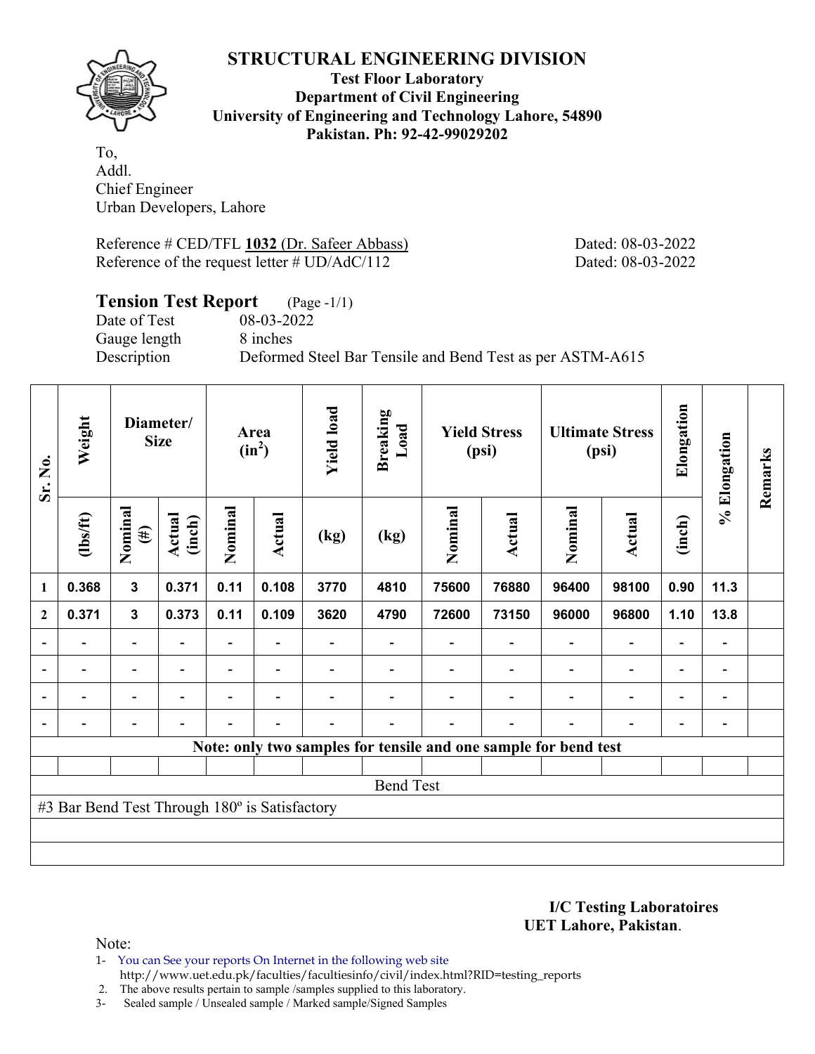# STRUCTURAL ENGINEERING DIVISION

**Test Floor Laboratory**
**Department of Civil Engineering**
**University of Engineering and Technology Lahore, 54890**
**Pakistan. Ph: 92-42-99029202**

To,
Addl.
Chief Engineer
Urban Developers, Lahore

Reference # CED/TFL **1032** (Dr. Safeer Abbass) Dated: 08-03-2022
Reference of the request letter # UD/AdC/112 Dated: 08-03-2022

## Tension Test Report (Page -1/1)

Date of Test 08-03-2022
Gauge length 8 inches
Description Deformed Steel Bar Tensile and Bend Test as per ASTM-A615

| Sr. No. | Weight | Diameter/ Size | | Area ($in^2$) | | Yield load | Breaking Load | Yield Stress (psi) | | Ultimate Stress (psi) | | Elongation | % Elongation | Remarks |
|---|---|---|---|---|---|---|---|---|---|---|---|---|---|---|
| | (lbs/ft) | Nominal (#) | Actual (inch) | Nominal | Actual | (kg) | (kg) | Nominal | Actual | Nominal | Actual | (inch) | | |
| 1 | 0.368 | 3 | 0.371 | 0.11 | 0.108 | 3770 | 4810 | 75600 | 76880 | 96400 | 98100 | 0.90 | 11.3 | |
| 2 | 0.371 | 3 | 0.373 | 0.11 | 0.109 | 3620 | 4790 | 72600 | 73150 | 96000 | 96800 | 1.10 | 13.8 | |
| - | - | - | - | - | - | - | - | - | - | - | - | - | - | |
| - | - | - | - | - | - | - | - | - | - | - | - | - | - | |
| - | - | - | - | - | - | - | - | - | - | - | - | - | - | |
| - | - | - | - | - | - | - | - | - | - | - | - | - | - | |

**Note: only two samples for tensile and one sample for bend test**

Bend Test

#3 Bar Bend Test Through 180º is Satisfactory

**I/C Testing Laboratoires**
**UET Lahore, Pakistan.**

Note:
1- You can See your reports On Internet in the following web site
http://www.uet.edu.pk/faculties/facultiesinfo/civil/index.html?RID=testing_reports
2. The above results pertain to sample /samples supplied to this laboratory.
3- Sealed sample / Unsealed sample / Marked sample/Signed Samples